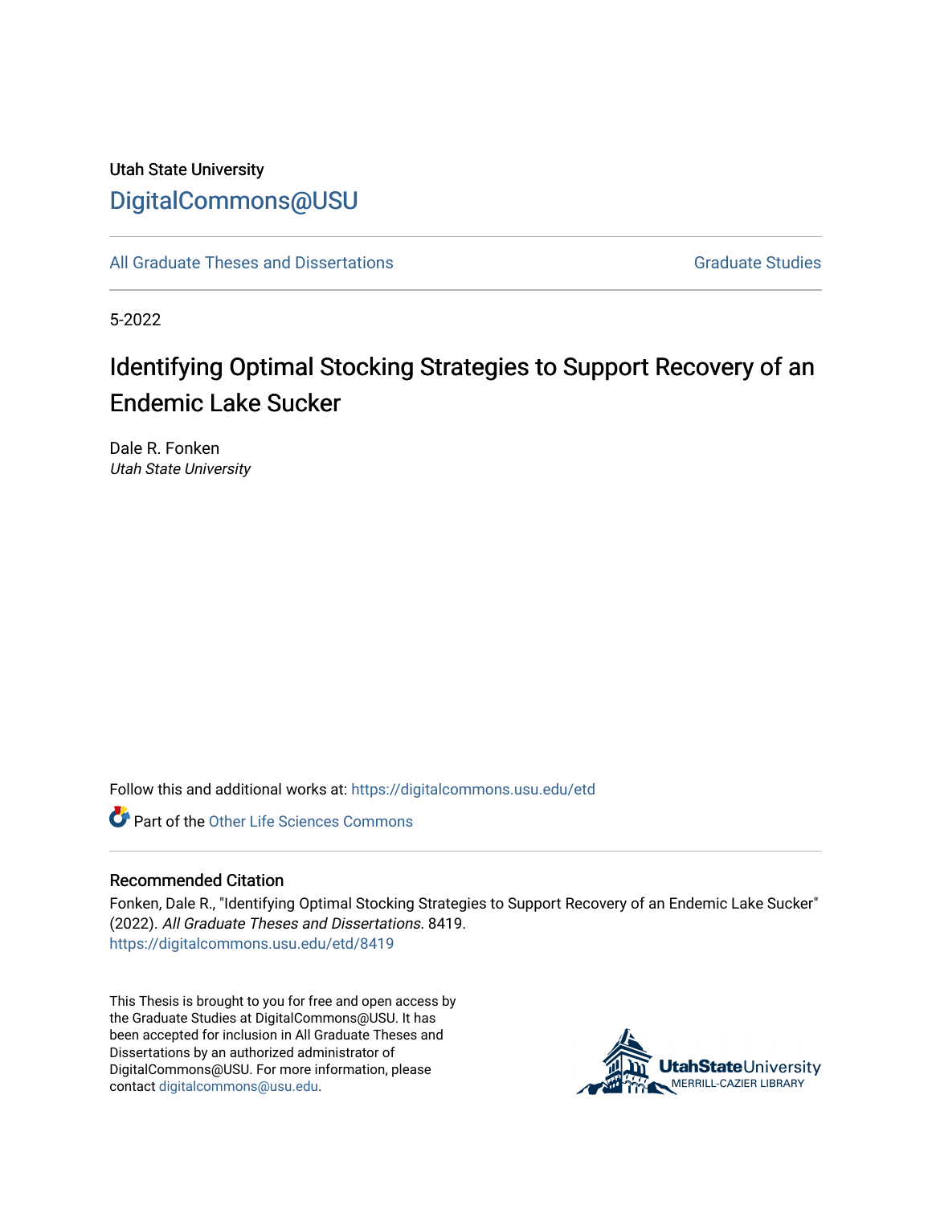Utah State University

DigitalCommons@USU

All Graduate Theses and Dissertations

Graduate Studies

5-2022

# Identifying Optimal Stocking Strategies to Support Recovery of an Endemic Lake Sucker

Dale R. Fonken

*Utah State University*

Follow this and additional works at: https://digitalcommons.usu.edu/etd

Part of the Other Life Sciences Commons

## Recommended Citation

Fonken, Dale R., "Identifying Optimal Stocking Strategies to Support Recovery of an Endemic Lake Sucker" (2022). *All Graduate Theses and Dissertations*. 8419.
https://digitalcommons.usu.edu/etd/8419

This Thesis is brought to you for free and open access by the Graduate Studies at DigitalCommons@USU. It has been accepted for inclusion in All Graduate Theses and Dissertations by an authorized administrator of DigitalCommons@USU. For more information, please contact digitalcommons@usu.edu.

UtahStateUniversity
MERRILL-CAZIER LIBRARY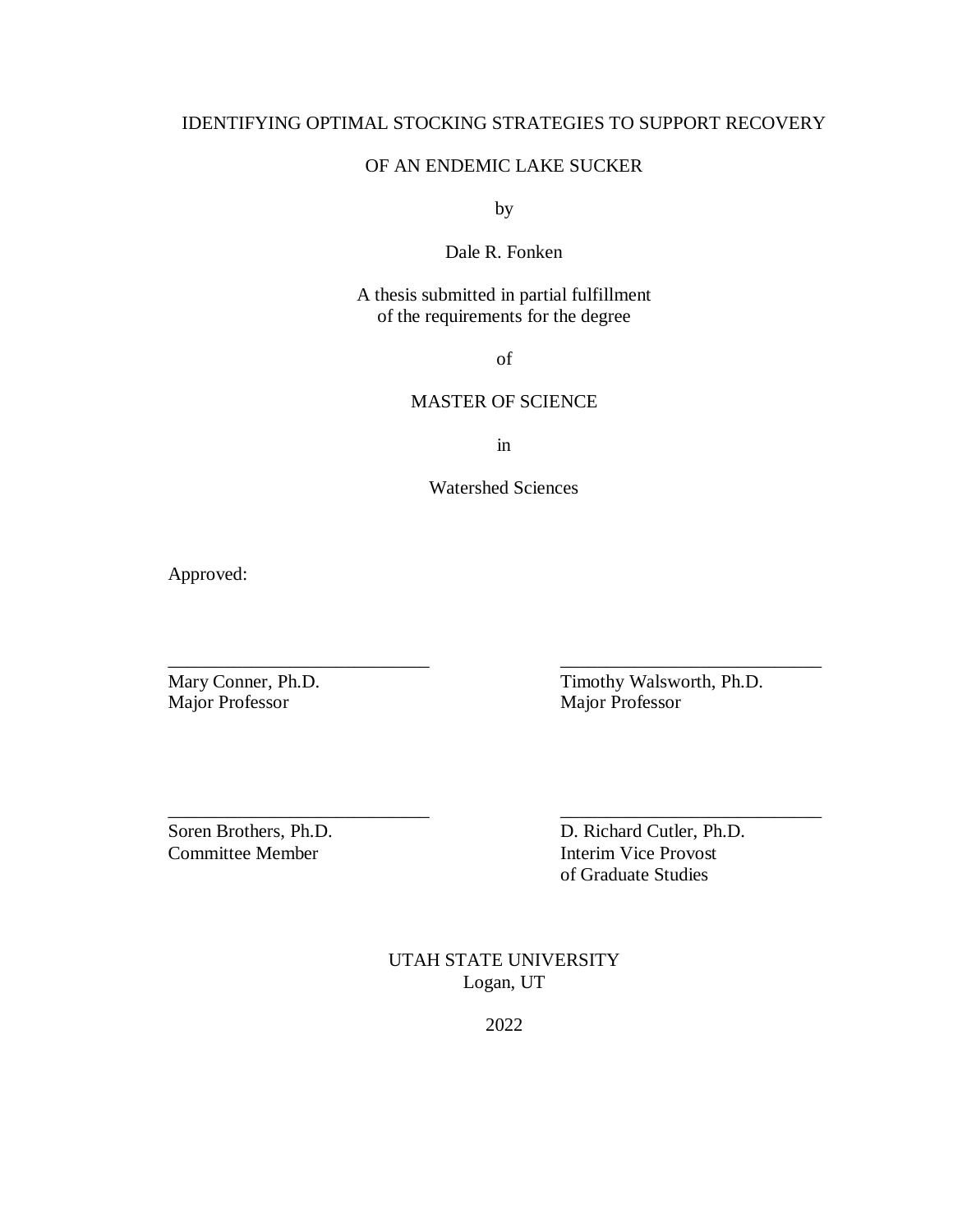IDENTIFYING OPTIMAL STOCKING STRATEGIES TO SUPPORT RECOVERY

OF AN ENDEMIC LAKE SUCKER

by

Dale R. Fonken

A thesis submitted in partial fulfillment
of the requirements for the degree

of

MASTER OF SCIENCE

in

Watershed Sciences

Approved:

| | |
|---|---|
| Mary Conner, Ph.D.<br>Major Professor | Timothy Walsworth, Ph.D.<br>Major Professor |
| Soren Brothers, Ph.D.<br>Committee Member | D. Richard Cutler, Ph.D.<br>Interim Vice Provost<br>of Graduate Studies |

UTAH STATE UNIVERSITY
Logan, UT

2022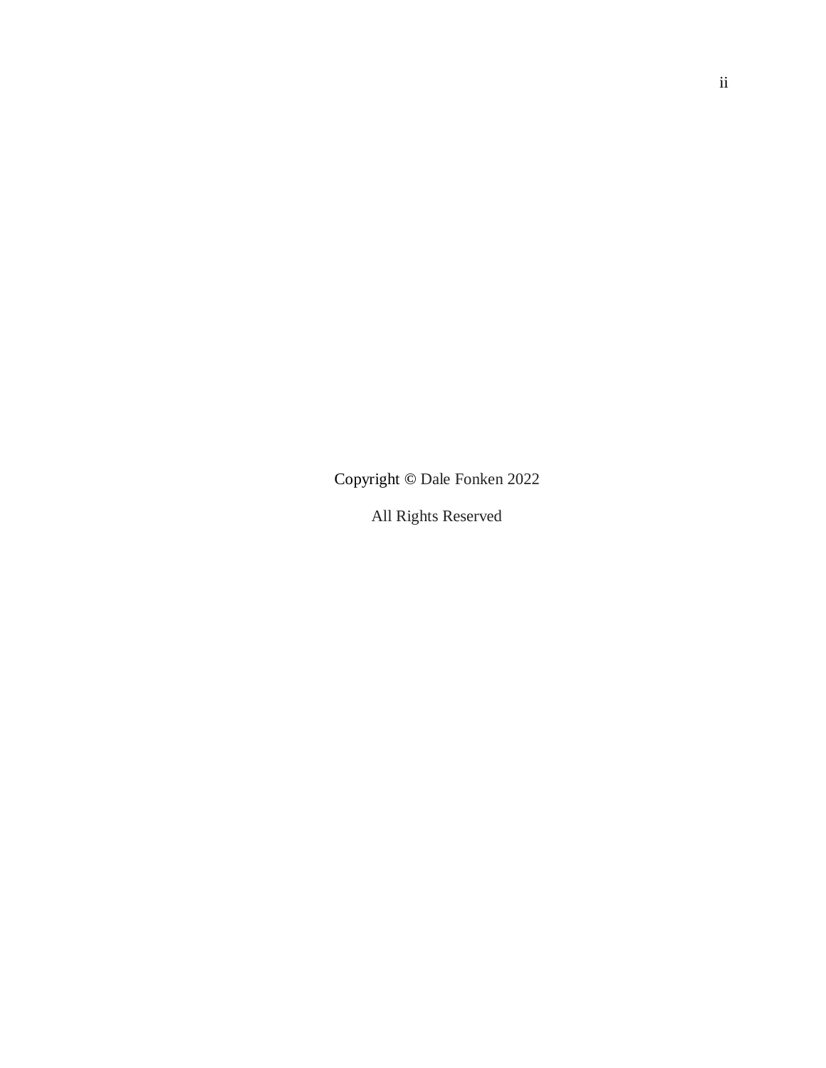Copyright © Dale Fonken 2022

All Rights Reserved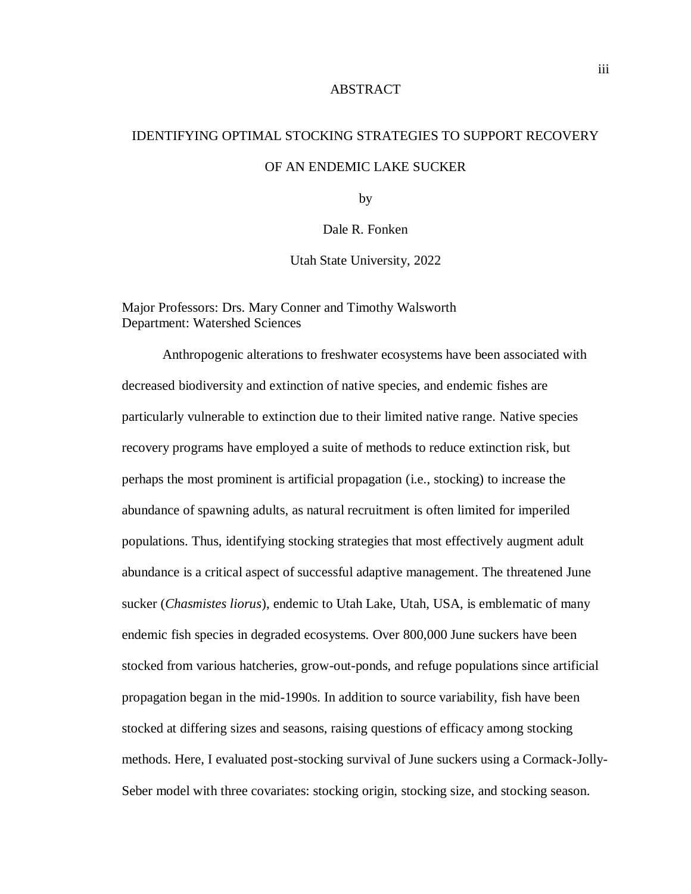# ABSTRACT

## IDENTIFYING OPTIMAL STOCKING STRATEGIES TO SUPPORT RECOVERY OF AN ENDEMIC LAKE SUCKER

by

Dale R. Fonken

Utah State University, 2022

Major Professors: Drs. Mary Conner and Timothy Walsworth
Department: Watershed Sciences

Anthropogenic alterations to freshwater ecosystems have been associated with decreased biodiversity and extinction of native species, and endemic fishes are particularly vulnerable to extinction due to their limited native range. Native species recovery programs have employed a suite of methods to reduce extinction risk, but perhaps the most prominent is artificial propagation (i.e., stocking) to increase the abundance of spawning adults, as natural recruitment is often limited for imperiled populations. Thus, identifying stocking strategies that most effectively augment adult abundance is a critical aspect of successful adaptive management. The threatened June sucker (*Chasmistes liorus*), endemic to Utah Lake, Utah, USA, is emblematic of many endemic fish species in degraded ecosystems. Over 800,000 June suckers have been stocked from various hatcheries, grow-out-ponds, and refuge populations since artificial propagation began in the mid-1990s. In addition to source variability, fish have been stocked at differing sizes and seasons, raising questions of efficacy among stocking methods. Here, I evaluated post-stocking survival of June suckers using a Cormack-Jolly-Seber model with three covariates: stocking origin, stocking size, and stocking season.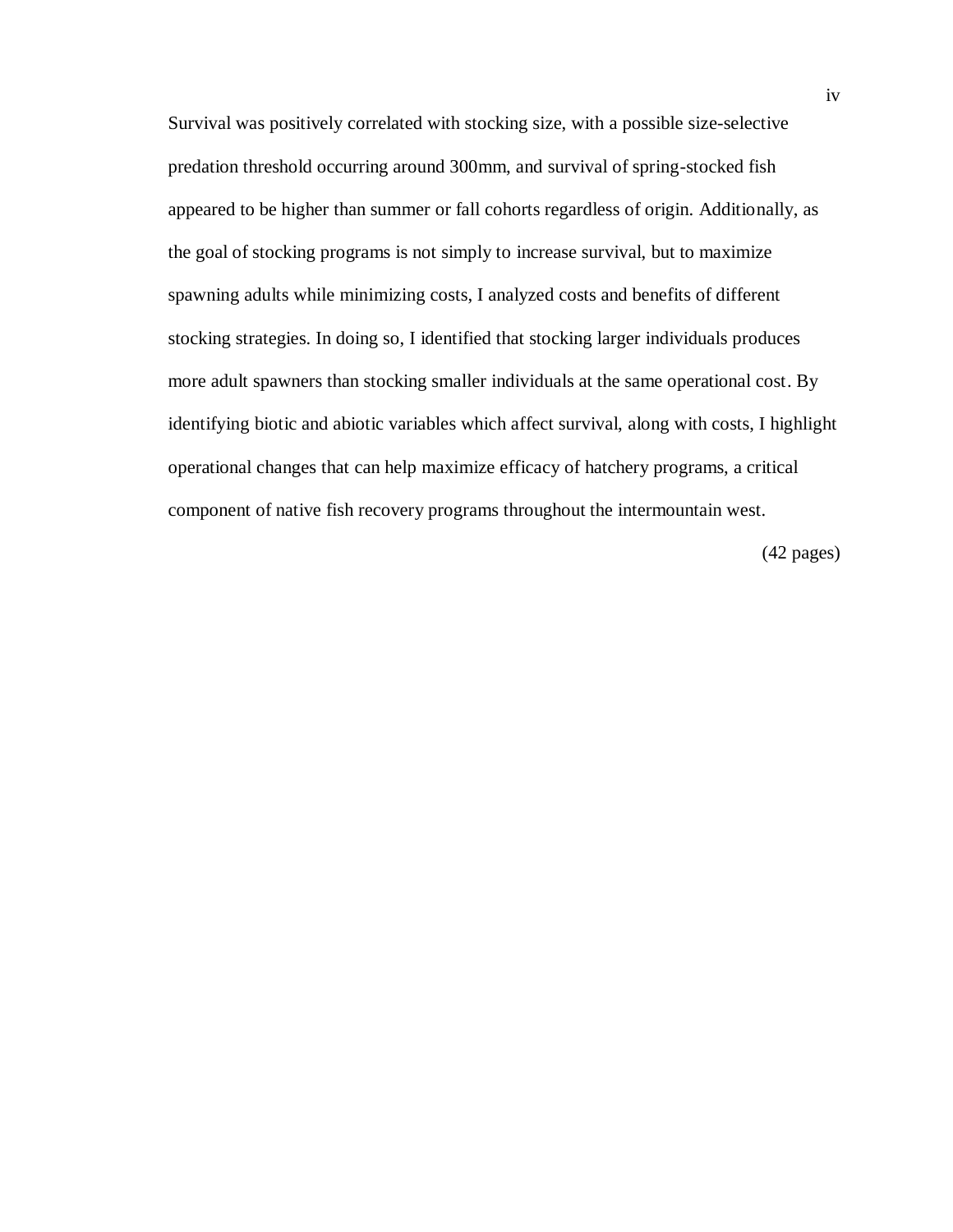Survival was positively correlated with stocking size, with a possible size-selective predation threshold occurring around 300mm, and survival of spring-stocked fish appeared to be higher than summer or fall cohorts regardless of origin. Additionally, as the goal of stocking programs is not simply to increase survival, but to maximize spawning adults while minimizing costs, I analyzed costs and benefits of different stocking strategies. In doing so, I identified that stocking larger individuals produces more adult spawners than stocking smaller individuals at the same operational cost. By identifying biotic and abiotic variables which affect survival, along with costs, I highlight operational changes that can help maximize efficacy of hatchery programs, a critical component of native fish recovery programs throughout the intermountain west.

(42 pages)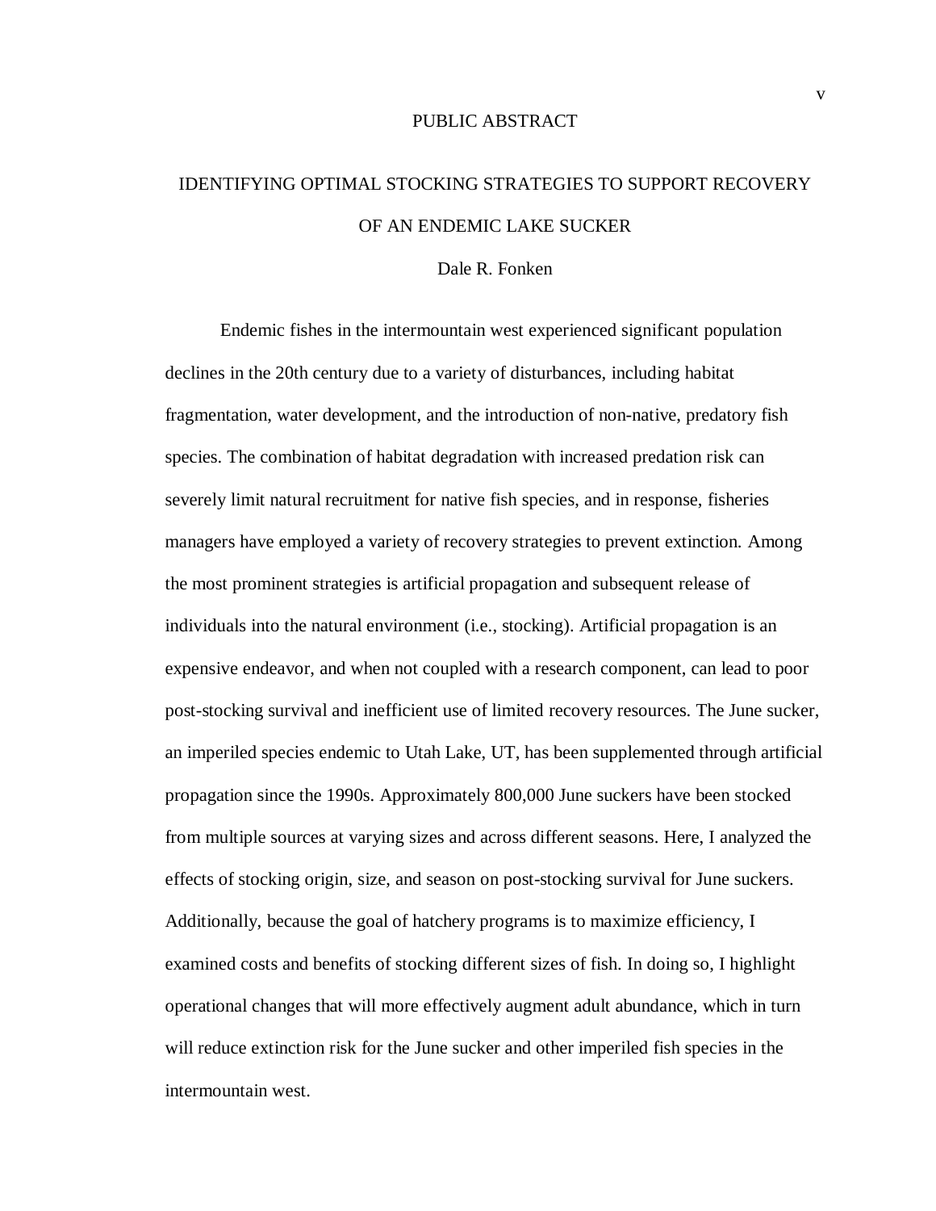# PUBLIC ABSTRACT

## IDENTIFYING OPTIMAL STOCKING STRATEGIES TO SUPPORT RECOVERY OF AN ENDEMIC LAKE SUCKER

Dale R. Fonken

Endemic fishes in the intermountain west experienced significant population declines in the 20th century due to a variety of disturbances, including habitat fragmentation, water development, and the introduction of non-native, predatory fish species. The combination of habitat degradation with increased predation risk can severely limit natural recruitment for native fish species, and in response, fisheries managers have employed a variety of recovery strategies to prevent extinction. Among the most prominent strategies is artificial propagation and subsequent release of individuals into the natural environment (i.e., stocking). Artificial propagation is an expensive endeavor, and when not coupled with a research component, can lead to poor post-stocking survival and inefficient use of limited recovery resources. The June sucker, an imperiled species endemic to Utah Lake, UT, has been supplemented through artificial propagation since the 1990s. Approximately 800,000 June suckers have been stocked from multiple sources at varying sizes and across different seasons. Here, I analyzed the effects of stocking origin, size, and season on post-stocking survival for June suckers. Additionally, because the goal of hatchery programs is to maximize efficiency, I examined costs and benefits of stocking different sizes of fish. In doing so, I highlight operational changes that will more effectively augment adult abundance, which in turn will reduce extinction risk for the June sucker and other imperiled fish species in the intermountain west.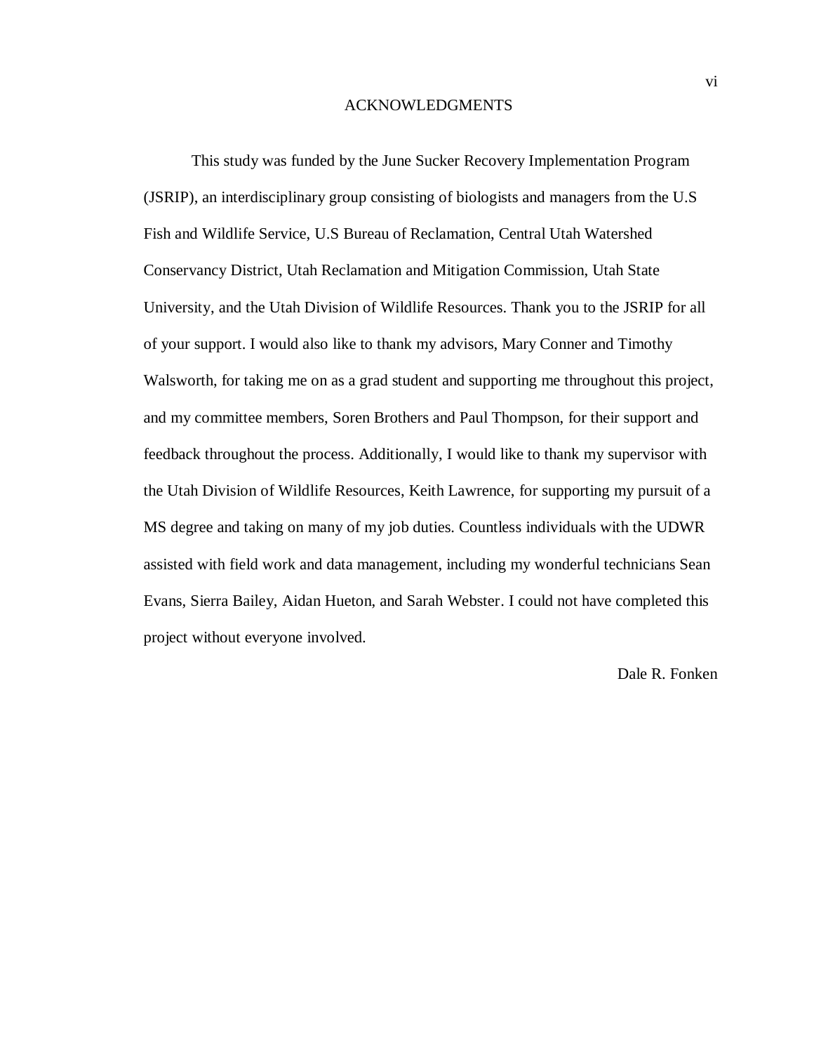# ACKNOWLEDGMENTS

This study was funded by the June Sucker Recovery Implementation Program (JSRIP), an interdisciplinary group consisting of biologists and managers from the U.S Fish and Wildlife Service, U.S Bureau of Reclamation, Central Utah Watershed Conservancy District, Utah Reclamation and Mitigation Commission, Utah State University, and the Utah Division of Wildlife Resources. Thank you to the JSRIP for all of your support. I would also like to thank my advisors, Mary Conner and Timothy Walsworth, for taking me on as a grad student and supporting me throughout this project, and my committee members, Soren Brothers and Paul Thompson, for their support and feedback throughout the process. Additionally, I would like to thank my supervisor with the Utah Division of Wildlife Resources, Keith Lawrence, for supporting my pursuit of a MS degree and taking on many of my job duties. Countless individuals with the UDWR assisted with field work and data management, including my wonderful technicians Sean Evans, Sierra Bailey, Aidan Hueton, and Sarah Webster. I could not have completed this project without everyone involved.

Dale R. Fonken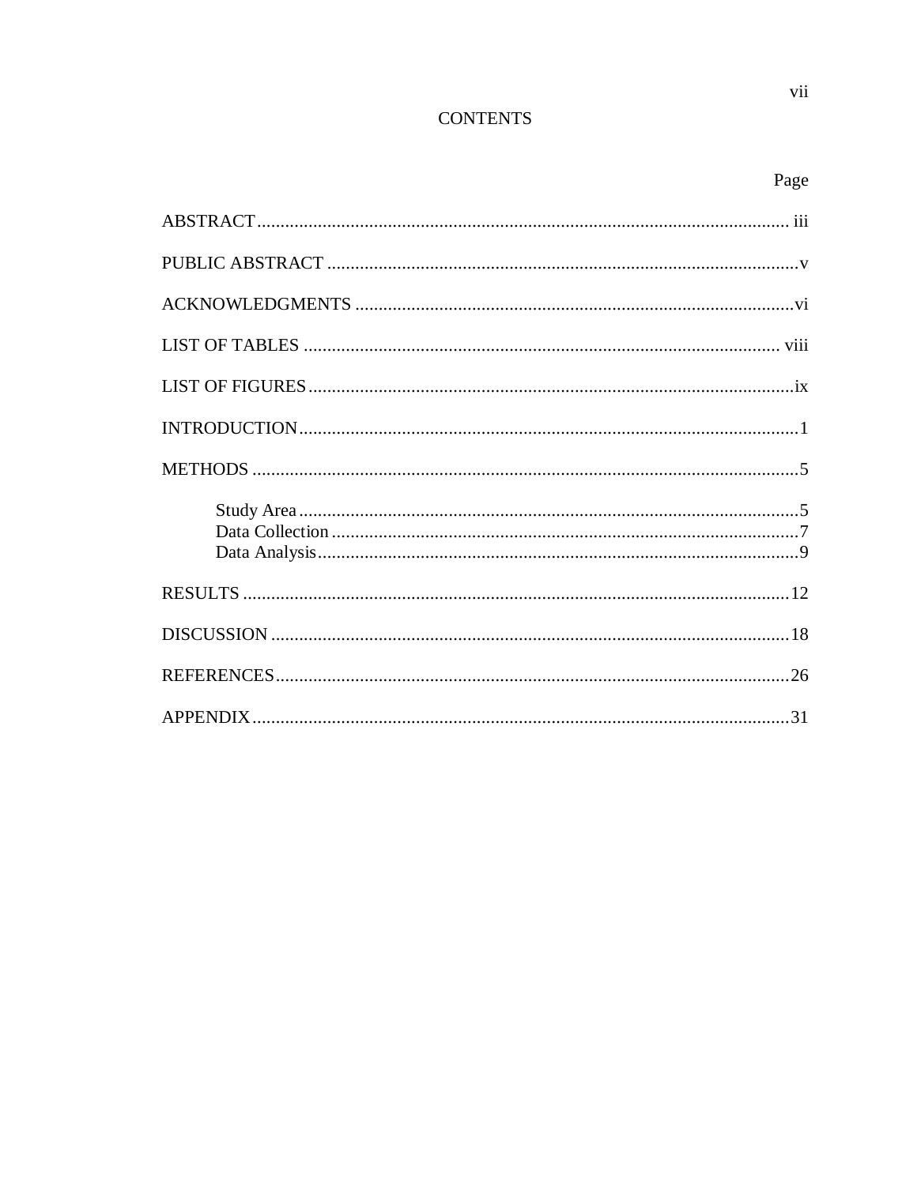# CONTENTS

| | Page |
|---|---|
| ABSTRACT | iii |
| PUBLIC ABSTRACT | v |
| ACKNOWLEDGMENTS | vi |
| LIST OF TABLES | viii |
| LIST OF FIGURES | ix |
| INTRODUCTION | 1 |
| METHODS | 5 |
| Study Area | 5 |
| Data Collection | 7 |
| Data Analysis | 9 |
| RESULTS | 12 |
| DISCUSSION | 18 |
| REFERENCES | 26 |
| APPENDIX | 31 |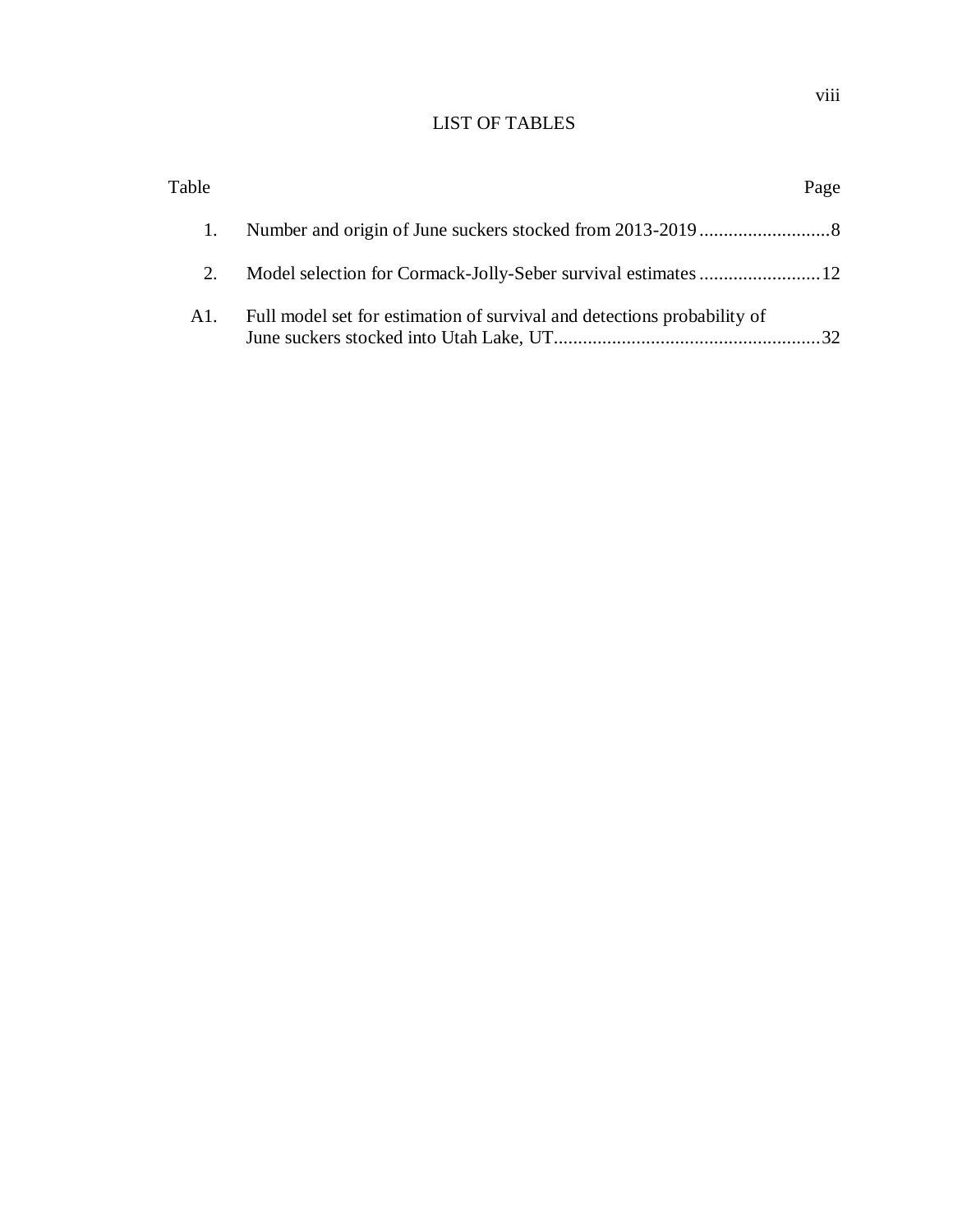## LIST OF TABLES

| Table | | Page |
|---|---|---|
| 1. | Number and origin of June suckers stocked from 2013-2019 | 8 |
| 2. | Model selection for Cormack-Jolly-Seber survival estimates | 12 |
| A1. | Full model set for estimation of survival and detections probability of June suckers stocked into Utah Lake, UT | 32 |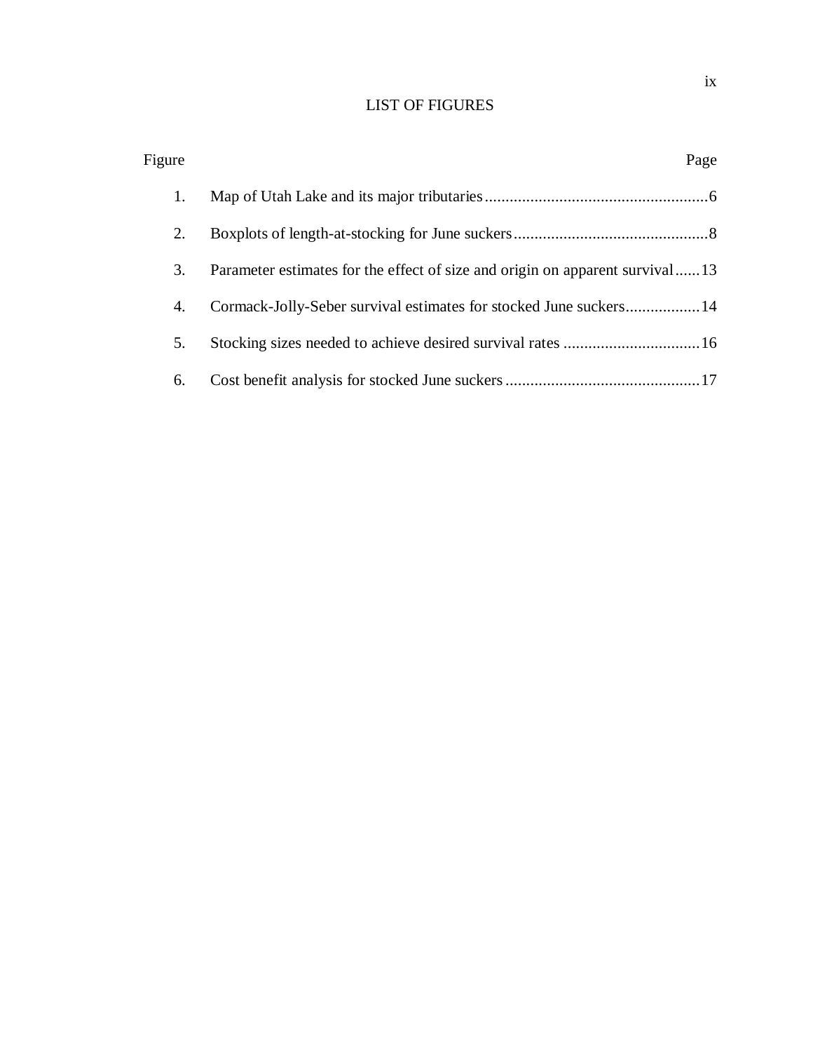# LIST OF FIGURES

| Figure | | Page |
|---|---|---|
| 1. | Map of Utah Lake and its major tributaries | 6 |
| 2. | Boxplots of length-at-stocking for June suckers | 8 |
| 3. | Parameter estimates for the effect of size and origin on apparent survival | 13 |
| 4. | Cormack-Jolly-Seber survival estimates for stocked June suckers | 14 |
| 5. | Stocking sizes needed to achieve desired survival rates | 16 |
| 6. | Cost benefit analysis for stocked June suckers | 17 |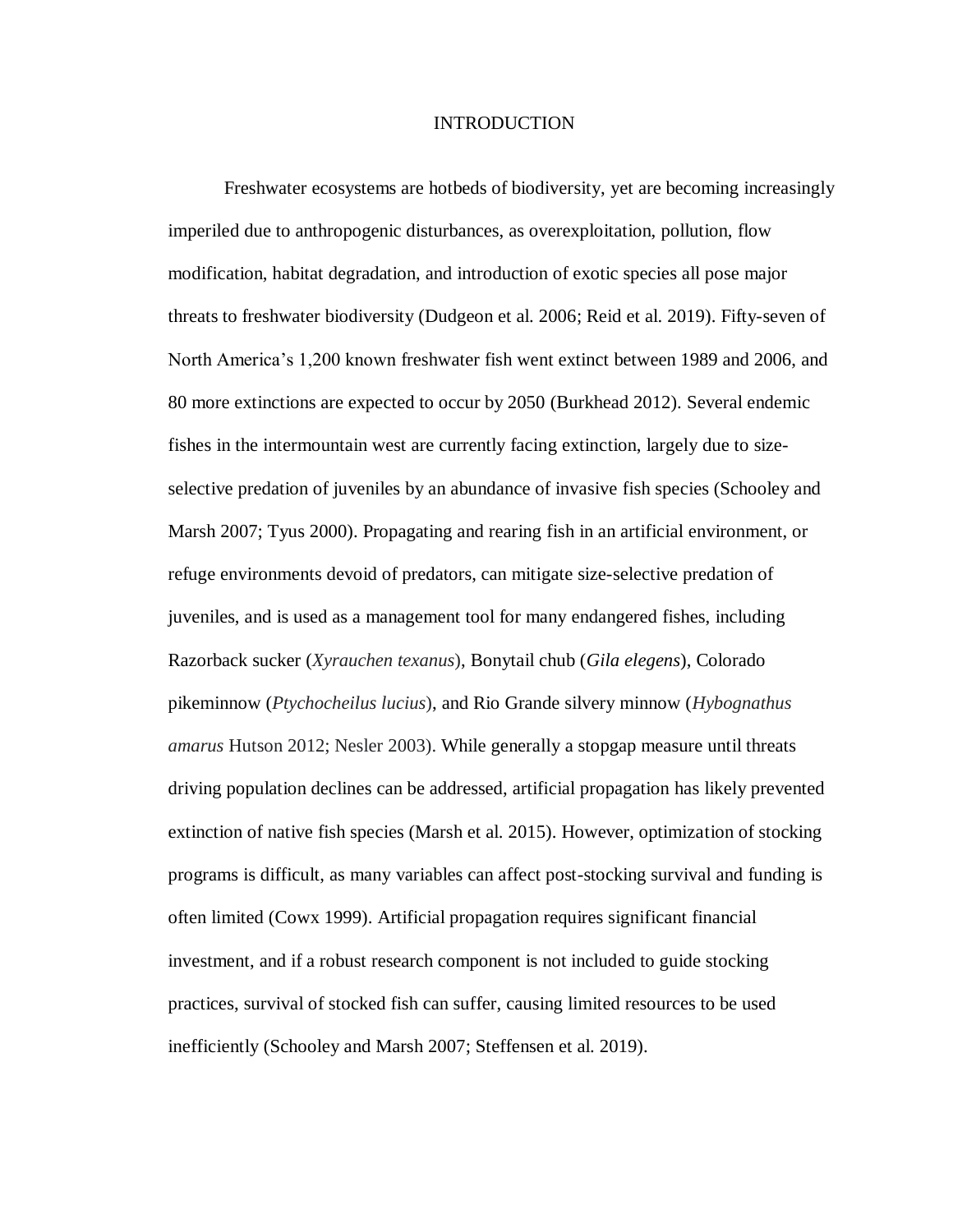# INTRODUCTION

Freshwater ecosystems are hotbeds of biodiversity, yet are becoming increasingly imperiled due to anthropogenic disturbances, as overexploitation, pollution, flow modification, habitat degradation, and introduction of exotic species all pose major threats to freshwater biodiversity (Dudgeon et al. 2006; Reid et al. 2019). Fifty-seven of North America's 1,200 known freshwater fish went extinct between 1989 and 2006, and 80 more extinctions are expected to occur by 2050 (Burkhead 2012). Several endemic fishes in the intermountain west are currently facing extinction, largely due to size-selective predation of juveniles by an abundance of invasive fish species (Schooley and Marsh 2007; Tyus 2000). Propagating and rearing fish in an artificial environment, or refuge environments devoid of predators, can mitigate size-selective predation of juveniles, and is used as a management tool for many endangered fishes, including Razorback sucker (*Xyrauchen texanus*), Bonytail chub (*Gila elegens*), Colorado pikeminnow (*Ptychocheilus lucius*), and Rio Grande silvery minnow (*Hybognathus amarus* Hutson 2012; Nesler 2003). While generally a stopgap measure until threats driving population declines can be addressed, artificial propagation has likely prevented extinction of native fish species (Marsh et al. 2015). However, optimization of stocking programs is difficult, as many variables can affect post-stocking survival and funding is often limited (Cowx 1999). Artificial propagation requires significant financial investment, and if a robust research component is not included to guide stocking practices, survival of stocked fish can suffer, causing limited resources to be used inefficiently (Schooley and Marsh 2007; Steffensen et al. 2019).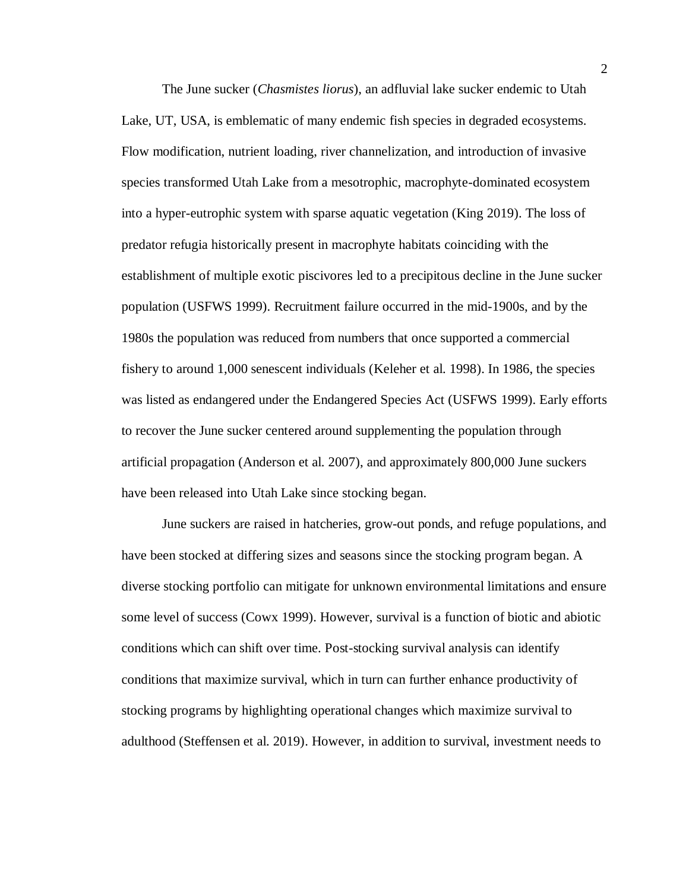The June sucker (*Chasmistes liorus*), an adfluvial lake sucker endemic to Utah Lake, UT, USA, is emblematic of many endemic fish species in degraded ecosystems. Flow modification, nutrient loading, river channelization, and introduction of invasive species transformed Utah Lake from a mesotrophic, macrophyte-dominated ecosystem into a hyper-eutrophic system with sparse aquatic vegetation (King 2019). The loss of predator refugia historically present in macrophyte habitats coinciding with the establishment of multiple exotic piscivores led to a precipitous decline in the June sucker population (USFWS 1999). Recruitment failure occurred in the mid-1900s, and by the 1980s the population was reduced from numbers that once supported a commercial fishery to around 1,000 senescent individuals (Keleher et al. 1998). In 1986, the species was listed as endangered under the Endangered Species Act (USFWS 1999). Early efforts to recover the June sucker centered around supplementing the population through artificial propagation (Anderson et al. 2007), and approximately 800,000 June suckers have been released into Utah Lake since stocking began.

June suckers are raised in hatcheries, grow-out ponds, and refuge populations, and have been stocked at differing sizes and seasons since the stocking program began. A diverse stocking portfolio can mitigate for unknown environmental limitations and ensure some level of success (Cowx 1999). However, survival is a function of biotic and abiotic conditions which can shift over time. Post-stocking survival analysis can identify conditions that maximize survival, which in turn can further enhance productivity of stocking programs by highlighting operational changes which maximize survival to adulthood (Steffensen et al. 2019). However, in addition to survival, investment needs to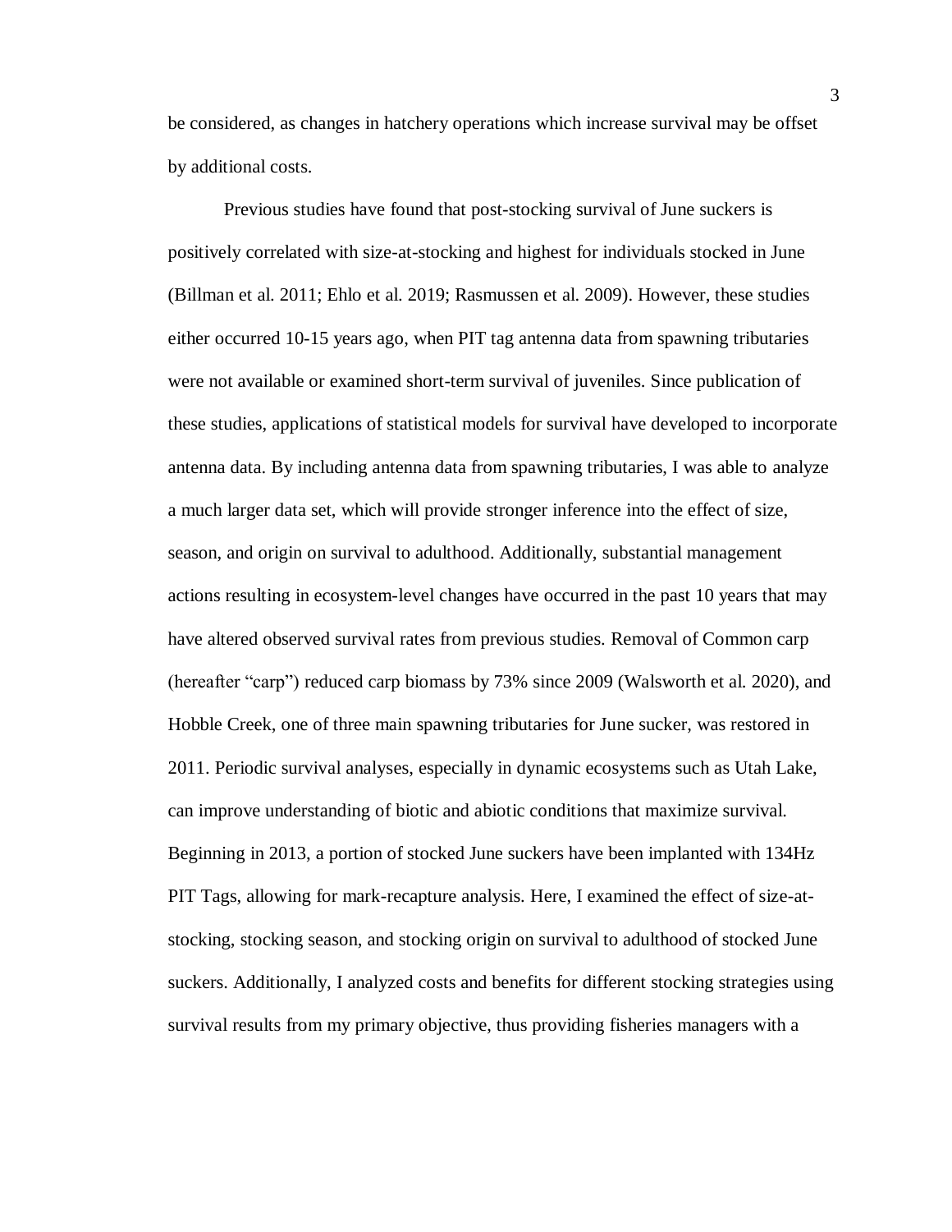be considered, as changes in hatchery operations which increase survival may be offset by additional costs.

Previous studies have found that post-stocking survival of June suckers is positively correlated with size-at-stocking and highest for individuals stocked in June (Billman et al. 2011; Ehlo et al. 2019; Rasmussen et al. 2009). However, these studies either occurred 10-15 years ago, when PIT tag antenna data from spawning tributaries were not available or examined short-term survival of juveniles. Since publication of these studies, applications of statistical models for survival have developed to incorporate antenna data. By including antenna data from spawning tributaries, I was able to analyze a much larger data set, which will provide stronger inference into the effect of size, season, and origin on survival to adulthood. Additionally, substantial management actions resulting in ecosystem-level changes have occurred in the past 10 years that may have altered observed survival rates from previous studies. Removal of Common carp (hereafter "carp") reduced carp biomass by 73% since 2009 (Walsworth et al. 2020), and Hobble Creek, one of three main spawning tributaries for June sucker, was restored in 2011. Periodic survival analyses, especially in dynamic ecosystems such as Utah Lake, can improve understanding of biotic and abiotic conditions that maximize survival. Beginning in 2013, a portion of stocked June suckers have been implanted with 134Hz PIT Tags, allowing for mark-recapture analysis. Here, I examined the effect of size-at-stocking, stocking season, and stocking origin on survival to adulthood of stocked June suckers. Additionally, I analyzed costs and benefits for different stocking strategies using survival results from my primary objective, thus providing fisheries managers with a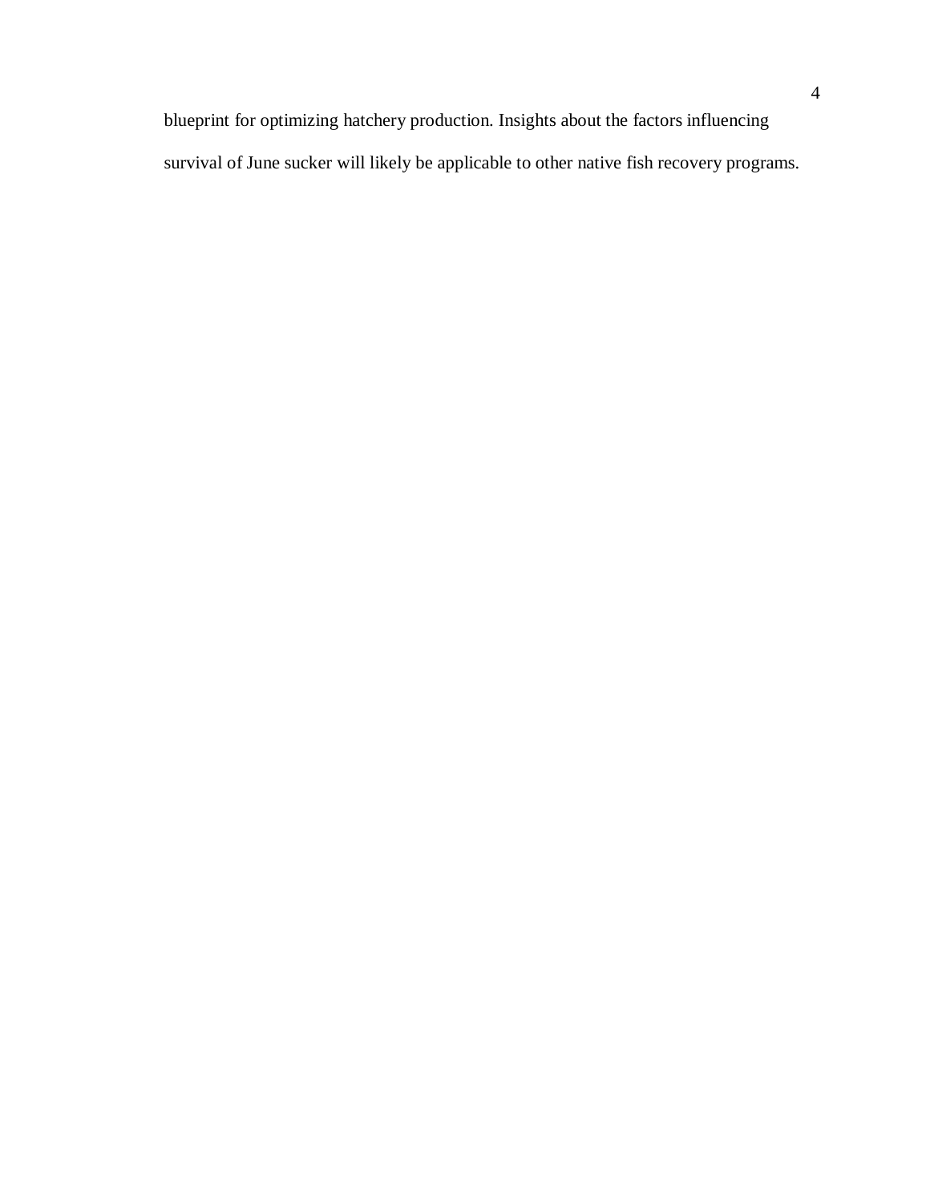blueprint for optimizing hatchery production. Insights about the factors influencing survival of June sucker will likely be applicable to other native fish recovery programs.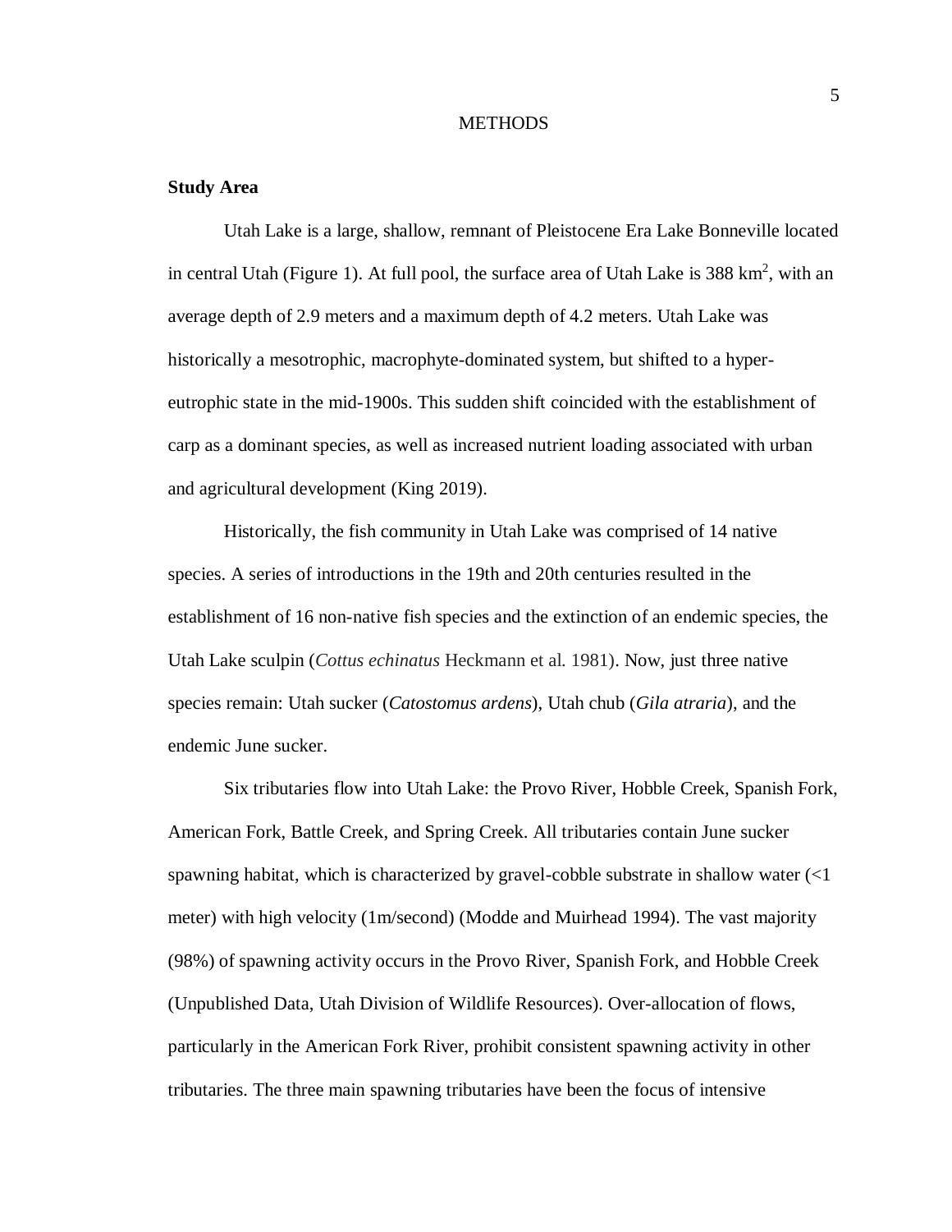# METHODS

## Study Area

Utah Lake is a large, shallow, remnant of Pleistocene Era Lake Bonneville located in central Utah (Figure 1). At full pool, the surface area of Utah Lake is 388 $km^2$, with an average depth of 2.9 meters and a maximum depth of 4.2 meters. Utah Lake was historically a mesotrophic, macrophyte-dominated system, but shifted to a hyper-eutrophic state in the mid-1900s. This sudden shift coincided with the establishment of carp as a dominant species, as well as increased nutrient loading associated with urban and agricultural development (King 2019).

Historically, the fish community in Utah Lake was comprised of 14 native species. A series of introductions in the 19th and 20th centuries resulted in the establishment of 16 non-native fish species and the extinction of an endemic species, the Utah Lake sculpin (*Cottus echinatus* Heckmann et al. 1981). Now, just three native species remain: Utah sucker (*Catostomus ardens*), Utah chub (*Gila atraria*), and the endemic June sucker.

Six tributaries flow into Utah Lake: the Provo River, Hobble Creek, Spanish Fork, American Fork, Battle Creek, and Spring Creek. All tributaries contain June sucker spawning habitat, which is characterized by gravel-cobble substrate in shallow water (<1 meter) with high velocity (1m/second) (Modde and Muirhead 1994). The vast majority (98%) of spawning activity occurs in the Provo River, Spanish Fork, and Hobble Creek (Unpublished Data, Utah Division of Wildlife Resources). Over-allocation of flows, particularly in the American Fork River, prohibit consistent spawning activity in other tributaries. The three main spawning tributaries have been the focus of intensive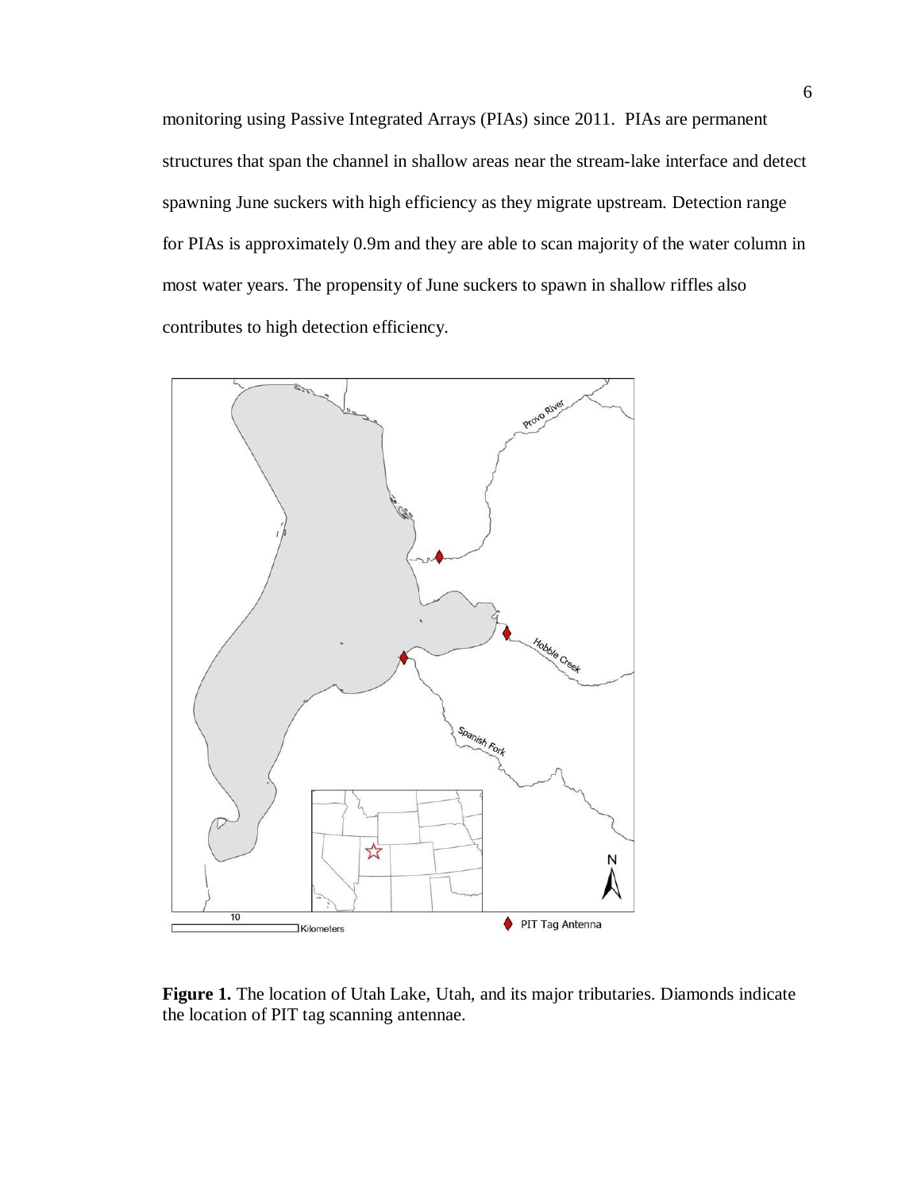monitoring using Passive Integrated Arrays (PIAs) since 2011. PIAs are permanent structures that span the channel in shallow areas near the stream-lake interface and detect spawning June suckers with high efficiency as they migrate upstream. Detection range for PIAs is approximately 0.9m and they are able to scan majority of the water column in most water years. The propensity of June suckers to spawn in shallow riffles also contributes to high detection efficiency.

**Figure 1.** The location of Utah Lake, Utah, and its major tributaries. Diamonds indicate the location of PIT tag scanning antennae.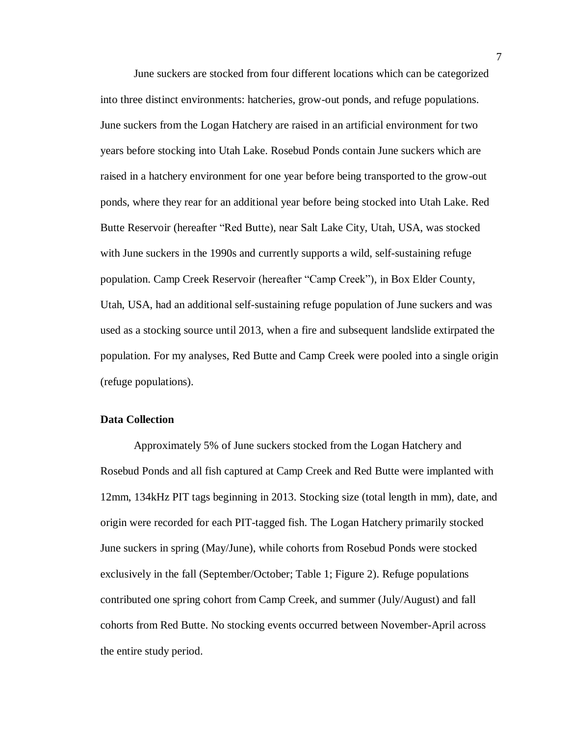June suckers are stocked from four different locations which can be categorized into three distinct environments: hatcheries, grow-out ponds, and refuge populations. June suckers from the Logan Hatchery are raised in an artificial environment for two years before stocking into Utah Lake. Rosebud Ponds contain June suckers which are raised in a hatchery environment for one year before being transported to the grow-out ponds, where they rear for an additional year before being stocked into Utah Lake. Red Butte Reservoir (hereafter "Red Butte), near Salt Lake City, Utah, USA, was stocked with June suckers in the 1990s and currently supports a wild, self-sustaining refuge population. Camp Creek Reservoir (hereafter "Camp Creek"), in Box Elder County, Utah, USA, had an additional self-sustaining refuge population of June suckers and was used as a stocking source until 2013, when a fire and subsequent landslide extirpated the population. For my analyses, Red Butte and Camp Creek were pooled into a single origin (refuge populations).

### Data Collection

Approximately 5% of June suckers stocked from the Logan Hatchery and Rosebud Ponds and all fish captured at Camp Creek and Red Butte were implanted with 12mm, 134kHz PIT tags beginning in 2013. Stocking size (total length in mm), date, and origin were recorded for each PIT-tagged fish. The Logan Hatchery primarily stocked June suckers in spring (May/June), while cohorts from Rosebud Ponds were stocked exclusively in the fall (September/October; Table 1; Figure 2). Refuge populations contributed one spring cohort from Camp Creek, and summer (July/August) and fall cohorts from Red Butte. No stocking events occurred between November-April across the entire study period.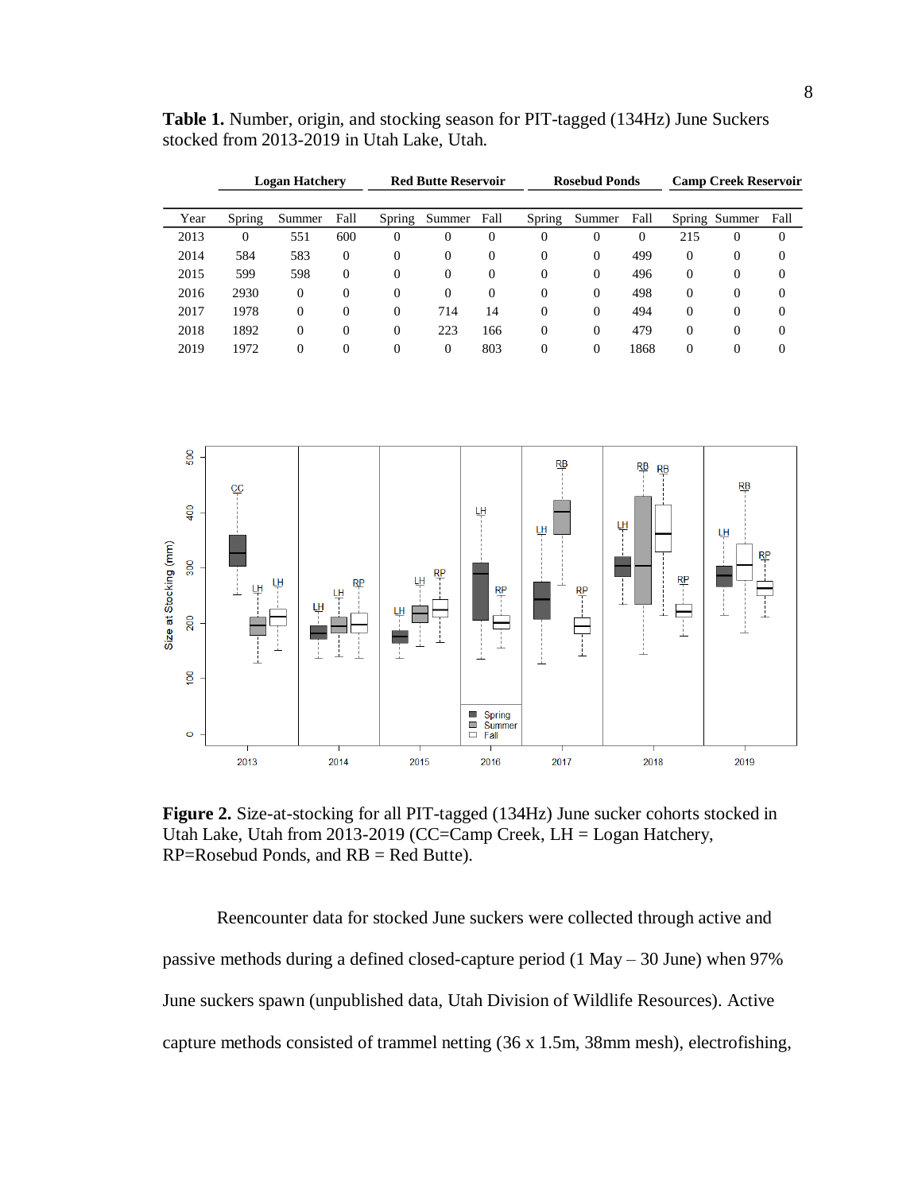**Table 1.** Number, origin, and stocking season for PIT-tagged (134Hz) June Suckers stocked from 2013-2019 in Utah Lake, Utah.

| | **Logan Hatchery** | | | **Red Butte Reservoir** | | | **Rosebud Ponds** | | | **Camp Creek Reservoir** | | |
|---|---|---|---|---|---|---|---|---|---|---|---|---|
| Year | Spring | Summer | Fall | Spring | Summer | Fall | Spring | Summer | Fall | Spring | Summer | Fall |
| 2013 | 0 | 551 | 600 | 0 | 0 | 0 | 0 | 0 | 0 | 215 | 0 | 0 |
| 2014 | 584 | 583 | 0 | 0 | 0 | 0 | 0 | 0 | 499 | 0 | 0 | 0 |
| 2015 | 599 | 598 | 0 | 0 | 0 | 0 | 0 | 0 | 496 | 0 | 0 | 0 |
| 2016 | 2930 | 0 | 0 | 0 | 0 | 0 | 0 | 0 | 498 | 0 | 0 | 0 |
| 2017 | 1978 | 0 | 0 | 0 | 714 | 14 | 0 | 0 | 494 | 0 | 0 | 0 |
| 2018 | 1892 | 0 | 0 | 0 | 223 | 166 | 0 | 0 | 479 | 0 | 0 | 0 |
| 2019 | 1972 | 0 | 0 | 0 | 0 | 803 | 0 | 0 | 1868 | 0 | 0 | 0 |

**Figure 2.** Size-at-stocking for all PIT-tagged (134Hz) June sucker cohorts stocked in Utah Lake, Utah from 2013-2019 (CC=Camp Creek, LH = Logan Hatchery, RP=Rosebud Ponds, and RB = Red Butte).

Reencounter data for stocked June suckers were collected through active and passive methods during a defined closed-capture period (1 May – 30 June) when 97% June suckers spawn (unpublished data, Utah Division of Wildlife Resources). Active capture methods consisted of trammel netting (36 x 1.5m, 38mm mesh), electrofishing,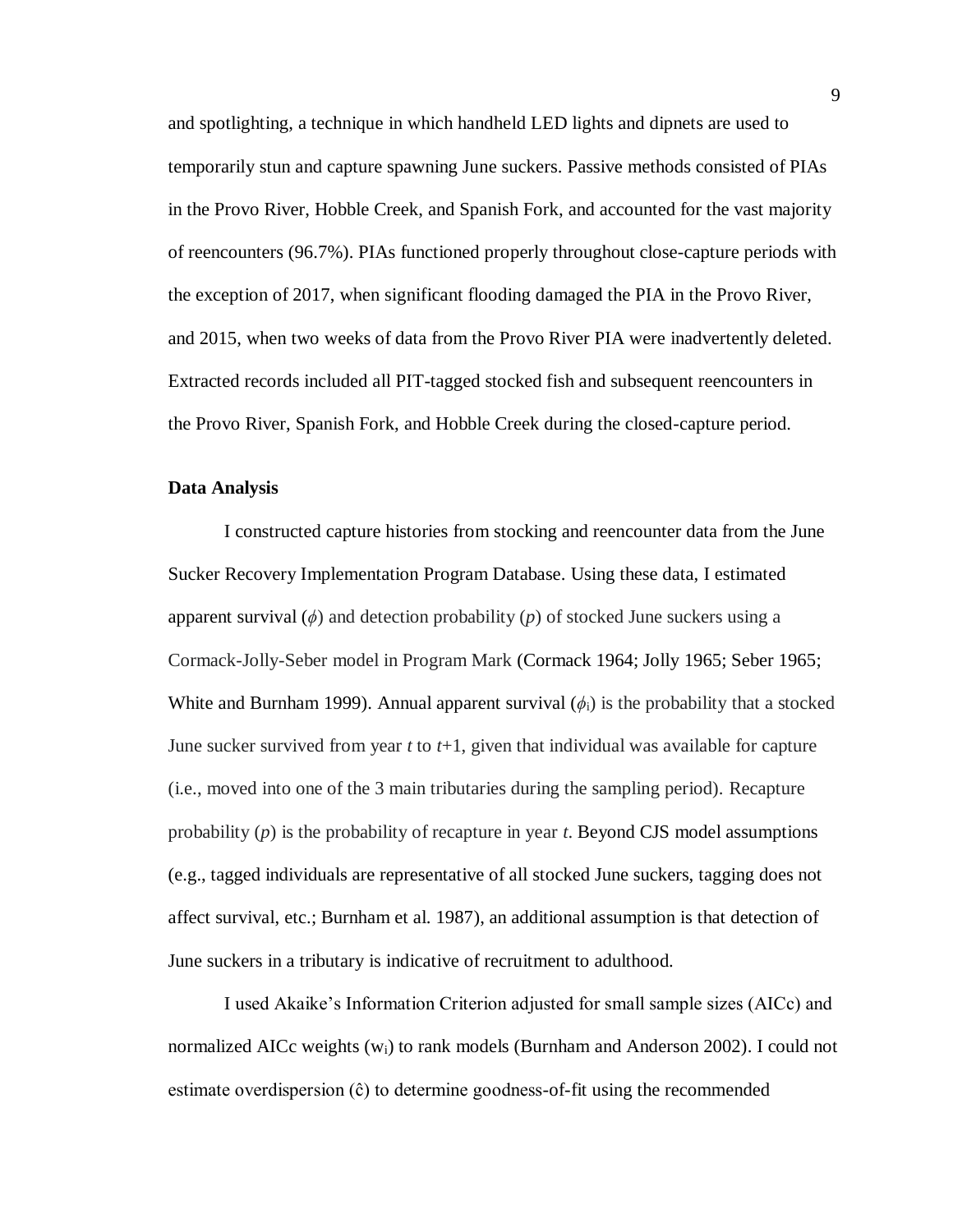and spotlighting, a technique in which handheld LED lights and dipnets are used to temporarily stun and capture spawning June suckers. Passive methods consisted of PIAs in the Provo River, Hobble Creek, and Spanish Fork, and accounted for the vast majority of reencounters (96.7%). PIAs functioned properly throughout close-capture periods with the exception of 2017, when significant flooding damaged the PIA in the Provo River, and 2015, when two weeks of data from the Provo River PIA were inadvertently deleted. Extracted records included all PIT-tagged stocked fish and subsequent reencounters in the Provo River, Spanish Fork, and Hobble Creek during the closed-capture period.

### Data Analysis

I constructed capture histories from stocking and reencounter data from the June Sucker Recovery Implementation Program Database. Using these data, I estimated apparent survival ($\phi$) and detection probability ($p$) of stocked June suckers using a Cormack-Jolly-Seber model in Program Mark (Cormack 1964; Jolly 1965; Seber 1965; White and Burnham 1999). Annual apparent survival ($\phi_i$) is the probability that a stocked June sucker survived from year $t$ to $t$+1, given that individual was available for capture (i.e., moved into one of the 3 main tributaries during the sampling period). Recapture probability ($p$) is the probability of recapture in year $t$. Beyond CJS model assumptions (e.g., tagged individuals are representative of all stocked June suckers, tagging does not affect survival, etc.; Burnham et al. 1987), an additional assumption is that detection of June suckers in a tributary is indicative of recruitment to adulthood.

I used Akaike's Information Criterion adjusted for small sample sizes (AICc) and normalized AICc weights ($w_i$) to rank models (Burnham and Anderson 2002). I could not estimate overdispersion ($\hat{c}$) to determine goodness-of-fit using the recommended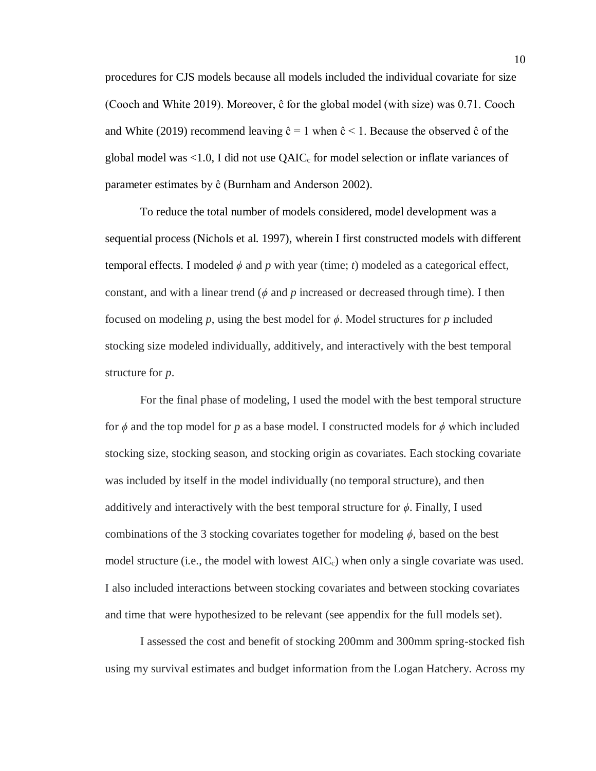procedures for CJS models because all models included the individual covariate for size (Cooch and White 2019). Moreover, $\hat{c}$ for the global model (with size) was 0.71. Cooch and White (2019) recommend leaving $\hat{c} = 1$ when $\hat{c} < 1$. Because the observed $\hat{c}$ of the global model was <1.0, I did not use $QAIC_c$ for model selection or inflate variances of parameter estimates by $\hat{c}$ (Burnham and Anderson 2002).

To reduce the total number of models considered, model development was a sequential process (Nichols et al. 1997), wherein I first constructed models with different temporal effects. I modeled $\phi$ and $p$ with year (time; $t$) modeled as a categorical effect, constant, and with a linear trend ($\phi$ and $p$ increased or decreased through time). I then focused on modeling $p$, using the best model for $\phi$. Model structures for $p$ included stocking size modeled individually, additively, and interactively with the best temporal structure for $p$.

For the final phase of modeling, I used the model with the best temporal structure for $\phi$ and the top model for $p$ as a base model. I constructed models for $\phi$ which included stocking size, stocking season, and stocking origin as covariates. Each stocking covariate was included by itself in the model individually (no temporal structure), and then additively and interactively with the best temporal structure for $\phi$. Finally, I used combinations of the 3 stocking covariates together for modeling $\phi$, based on the best model structure (i.e., the model with lowest $AIC_c$) when only a single covariate was used. I also included interactions between stocking covariates and between stocking covariates and time that were hypothesized to be relevant (see appendix for the full models set).

I assessed the cost and benefit of stocking 200mm and 300mm spring-stocked fish using my survival estimates and budget information from the Logan Hatchery. Across my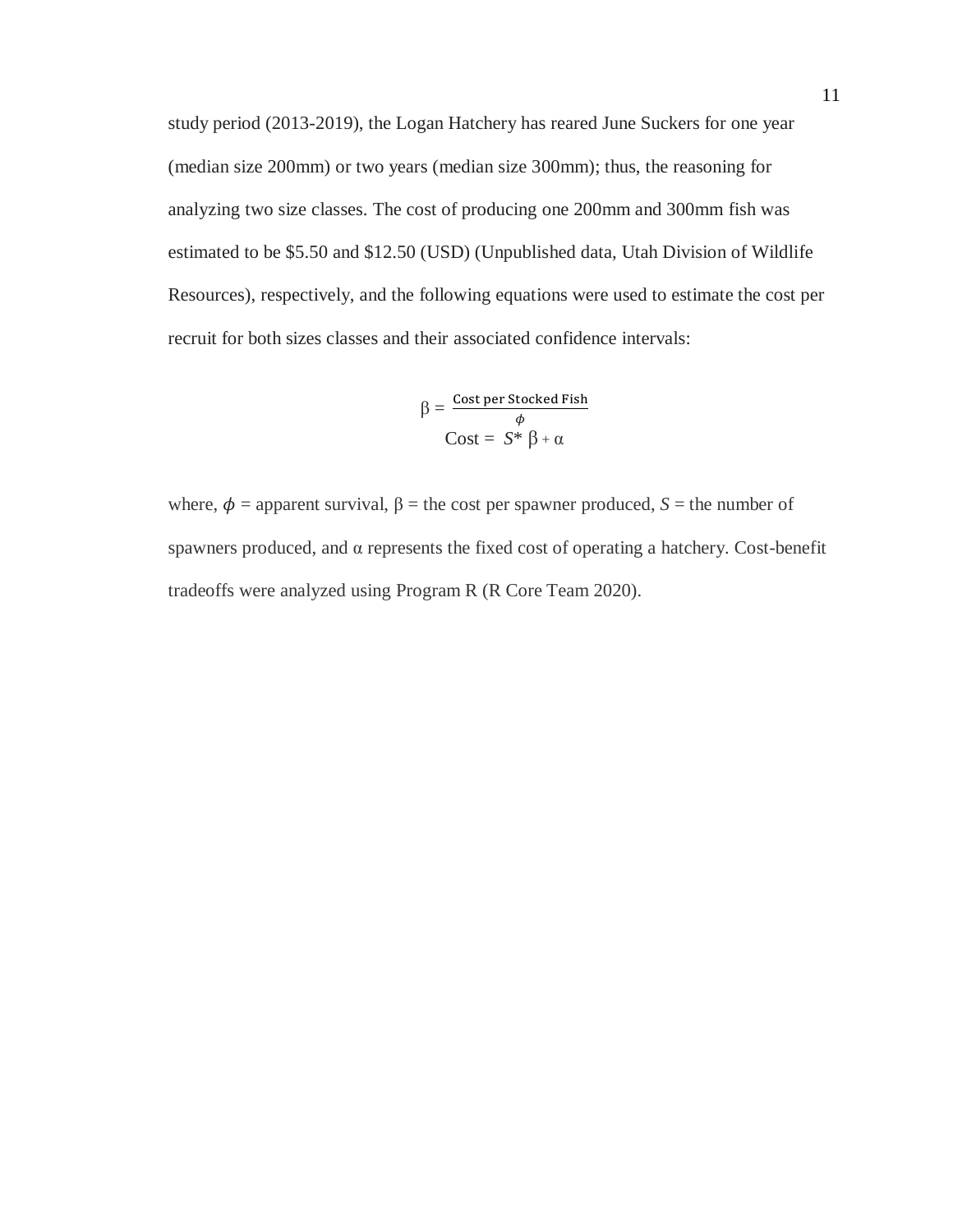study period (2013-2019), the Logan Hatchery has reared June Suckers for one year (median size 200mm) or two years (median size 300mm); thus, the reasoning for analyzing two size classes. The cost of producing one 200mm and 300mm fish was estimated to be \$5.50 and \$12.50 (USD) (Unpublished data, Utah Division of Wildlife Resources), respectively, and the following equations were used to estimate the cost per recruit for both sizes classes and their associated confidence intervals:

$$\beta = \frac{\text{Cost per Stocked Fish}}{\phi}$$

$$\text{Cost} = S * \beta + \alpha$$

where, $\phi$ = apparent survival, $\beta$ = the cost per spawner produced, $S$ = the number of spawners produced, and $\alpha$ represents the fixed cost of operating a hatchery. Cost-benefit tradeoffs were analyzed using Program R (R Core Team 2020).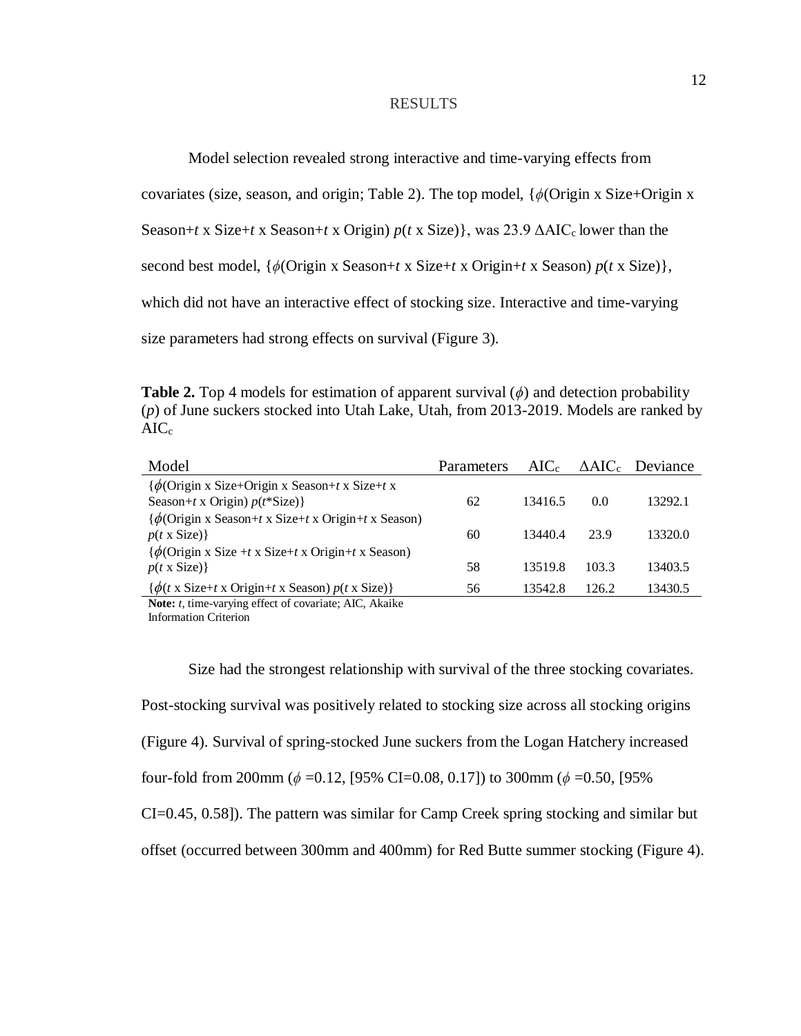## RESULTS

Model selection revealed strong interactive and time-varying effects from covariates (size, season, and origin; Table 2). The top model, {$\phi$(Origin x Size+Origin x Season+*t* x Size+*t* x Season+*t* x Origin) *p*(*t* x Size)}, was 23.9 $\Delta AIC_c$ lower than the second best model, {$\phi$(Origin x Season+*t* x Size+*t* x Origin+*t* x Season) *p*(*t* x Size)}, which did not have an interactive effect of stocking size. Interactive and time-varying size parameters had strong effects on survival (Figure 3).

**Table 2.** Top 4 models for estimation of apparent survival ($\phi$) and detection probability (*p*) of June suckers stocked into Utah Lake, Utah, from 2013-2019. Models are ranked by $AIC_c$

| Model | Parameters | $AIC_c$ | $\Delta AIC_c$ | Deviance |
|---|---|---|---|---|
| {$\phi$(Origin x Size+Origin x Season+*t* x Size+*t* x Season+*t* x Origin) *p*(*t*\*Size)} | 62 | 13416.5 | 0.0 | 13292.1 |
| {$\phi$(Origin x Season+*t* x Size+*t* x Origin+*t* x Season) *p*(*t* x Size)} | 60 | 13440.4 | 23.9 | 13320.0 |
| {$\phi$(Origin x Size +*t* x Size+*t* x Origin+*t* x Season) *p*(*t* x Size)} | 58 | 13519.8 | 103.3 | 13403.5 |
| {$\phi$(*t* x Size+*t* x Origin+*t* x Season) *p*(*t* x Size)} | 56 | 13542.8 | 126.2 | 13430.5 |

**Note:** *t*, time-varying effect of covariate; AIC, Akaike Information Criterion

Size had the strongest relationship with survival of the three stocking covariates. Post-stocking survival was positively related to stocking size across all stocking origins (Figure 4). Survival of spring-stocked June suckers from the Logan Hatchery increased four-fold from 200mm ($\phi$ =0.12, [95% CI=0.08, 0.17]) to 300mm ($\phi$ =0.50, [95% CI=0.45, 0.58]). The pattern was similar for Camp Creek spring stocking and similar but offset (occurred between 300mm and 400mm) for Red Butte summer stocking (Figure 4).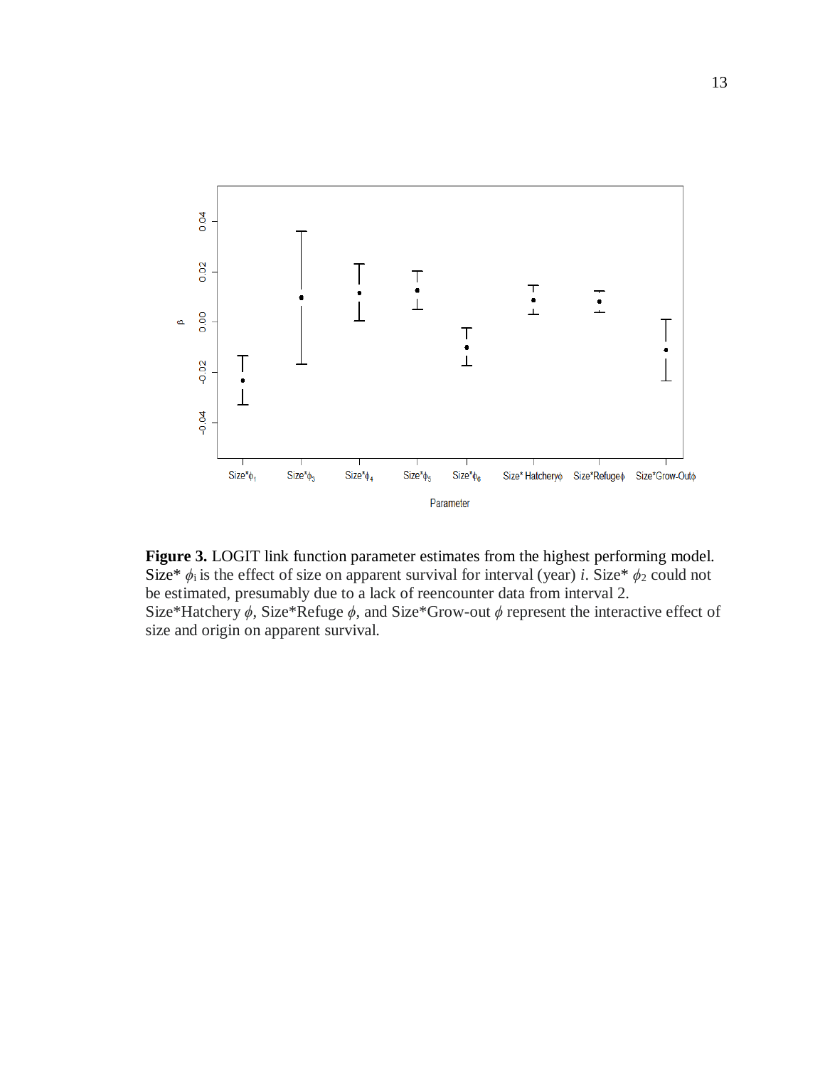**Figure 3.** LOGIT link function parameter estimates from the highest performing model. Size* $\phi_i$ is the effect of size on apparent survival for interval (year) *i*. Size* $\phi_2$ could not be estimated, presumably due to a lack of reencounter data from interval 2. Size*Hatchery $\phi$, Size*Refuge $\phi$, and Size*Grow-out $\phi$ represent the interactive effect of size and origin on apparent survival.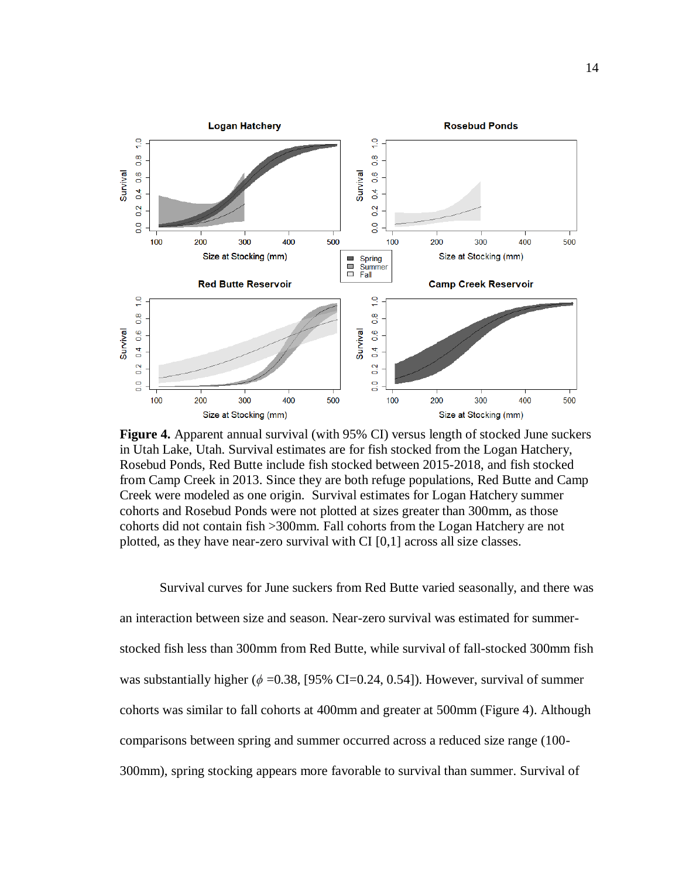**Figure 4.** Apparent annual survival (with 95% CI) versus length of stocked June suckers in Utah Lake, Utah. Survival estimates are for fish stocked from the Logan Hatchery, Rosebud Ponds, Red Butte include fish stocked between 2015-2018, and fish stocked from Camp Creek in 2013. Since they are both refuge populations, Red Butte and Camp Creek were modeled as one origin. Survival estimates for Logan Hatchery summer cohorts and Rosebud Ponds were not plotted at sizes greater than 300mm, as those cohorts did not contain fish >300mm. Fall cohorts from the Logan Hatchery are not plotted, as they have near-zero survival with CI [0,1] across all size classes.

Survival curves for June suckers from Red Butte varied seasonally, and there was an interaction between size and season. Near-zero survival was estimated for summer-stocked fish less than 300mm from Red Butte, while survival of fall-stocked 300mm fish was substantially higher ($\phi$ =0.38, [95% CI=0.24, 0.54]). However, survival of summer cohorts was similar to fall cohorts at 400mm and greater at 500mm (Figure 4). Although comparisons between spring and summer occurred across a reduced size range (100-300mm), spring stocking appears more favorable to survival than summer. Survival of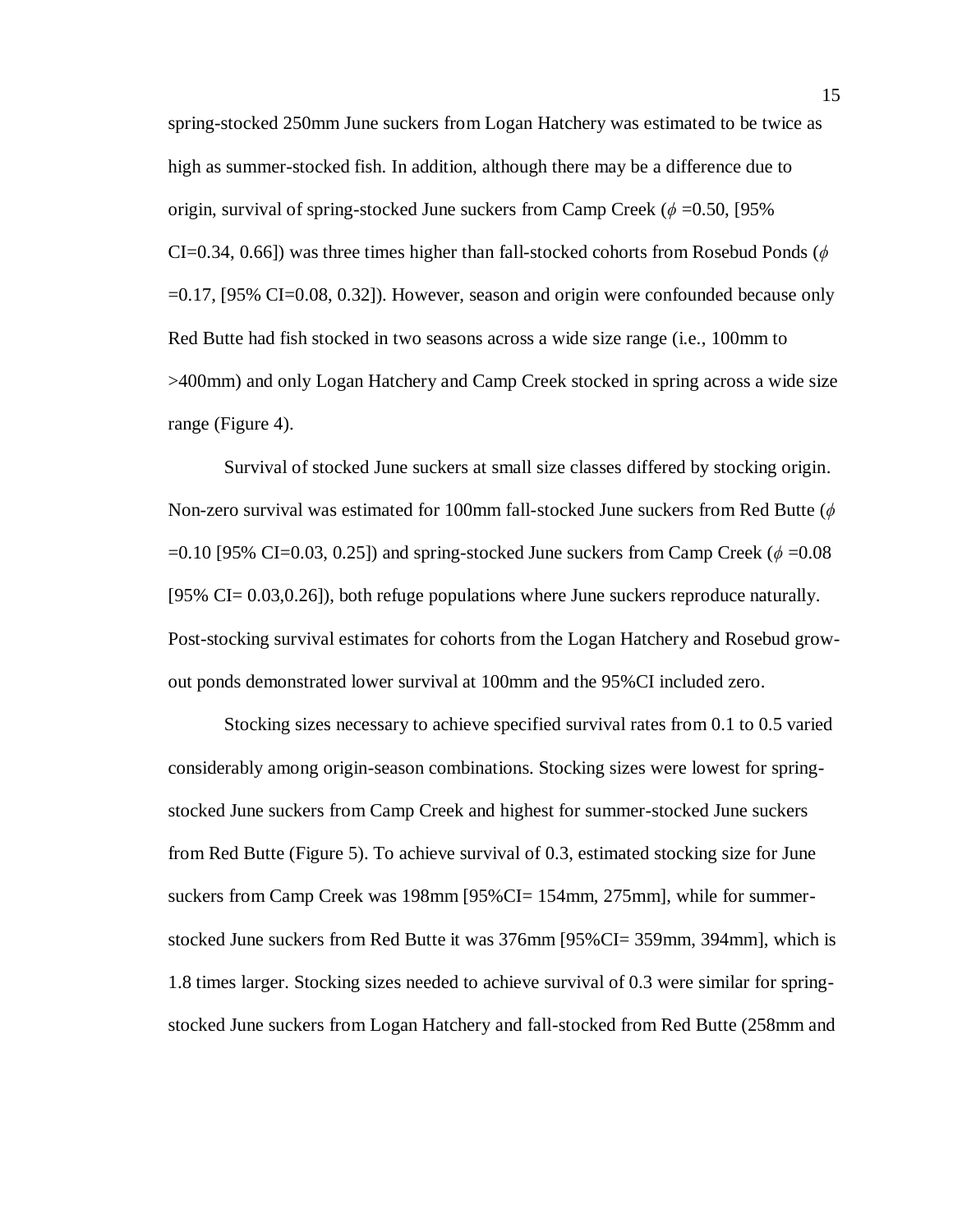spring-stocked 250mm June suckers from Logan Hatchery was estimated to be twice as high as summer-stocked fish. In addition, although there may be a difference due to origin, survival of spring-stocked June suckers from Camp Creek ($\phi$ =0.50, [95% CI=0.34, 0.66]) was three times higher than fall-stocked cohorts from Rosebud Ponds ($\phi$ =0.17, [95% CI=0.08, 0.32]). However, season and origin were confounded because only Red Butte had fish stocked in two seasons across a wide size range (i.e., 100mm to >400mm) and only Logan Hatchery and Camp Creek stocked in spring across a wide size range (Figure 4).

Survival of stocked June suckers at small size classes differed by stocking origin. Non-zero survival was estimated for 100mm fall-stocked June suckers from Red Butte ($\phi$ =0.10 [95% CI=0.03, 0.25]) and spring-stocked June suckers from Camp Creek ($\phi$ =0.08 [95% CI= 0.03,0.26]), both refuge populations where June suckers reproduce naturally. Post-stocking survival estimates for cohorts from the Logan Hatchery and Rosebud grow-out ponds demonstrated lower survival at 100mm and the 95%CI included zero.

Stocking sizes necessary to achieve specified survival rates from 0.1 to 0.5 varied considerably among origin-season combinations. Stocking sizes were lowest for spring-stocked June suckers from Camp Creek and highest for summer-stocked June suckers from Red Butte (Figure 5). To achieve survival of 0.3, estimated stocking size for June suckers from Camp Creek was 198mm [95%CI= 154mm, 275mm], while for summer-stocked June suckers from Red Butte it was 376mm [95%CI= 359mm, 394mm], which is 1.8 times larger. Stocking sizes needed to achieve survival of 0.3 were similar for spring-stocked June suckers from Logan Hatchery and fall-stocked from Red Butte (258mm and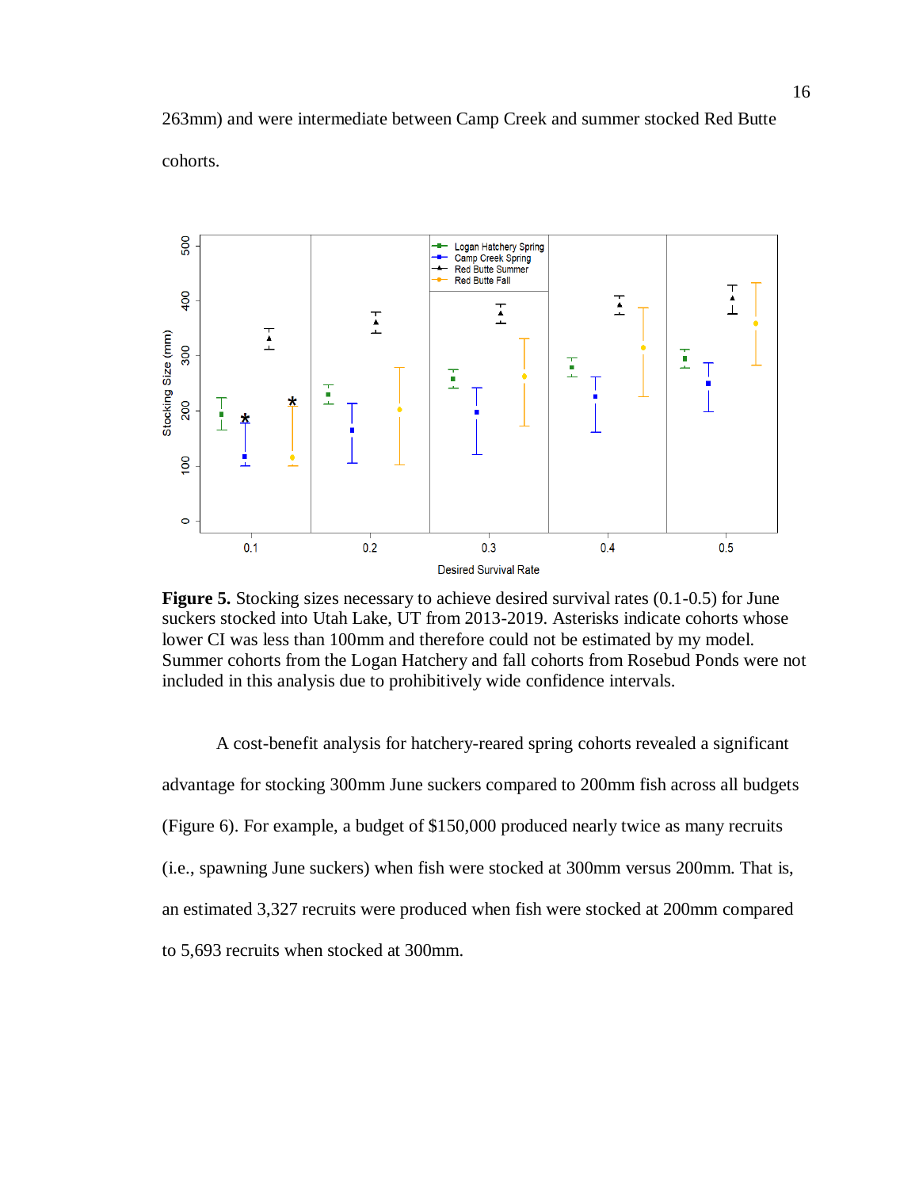263mm) and were intermediate between Camp Creek and summer stocked Red Butte cohorts.

**Figure 5.** Stocking sizes necessary to achieve desired survival rates (0.1-0.5) for June suckers stocked into Utah Lake, UT from 2013-2019. Asterisks indicate cohorts whose lower CI was less than 100mm and therefore could not be estimated by my model. Summer cohorts from the Logan Hatchery and fall cohorts from Rosebud Ponds were not included in this analysis due to prohibitively wide confidence intervals.

A cost-benefit analysis for hatchery-reared spring cohorts revealed a significant advantage for stocking 300mm June suckers compared to 200mm fish across all budgets (Figure 6). For example, a budget of $150,000 produced nearly twice as many recruits (i.e., spawning June suckers) when fish were stocked at 300mm versus 200mm. That is, an estimated 3,327 recruits were produced when fish were stocked at 200mm compared to 5,693 recruits when stocked at 300mm.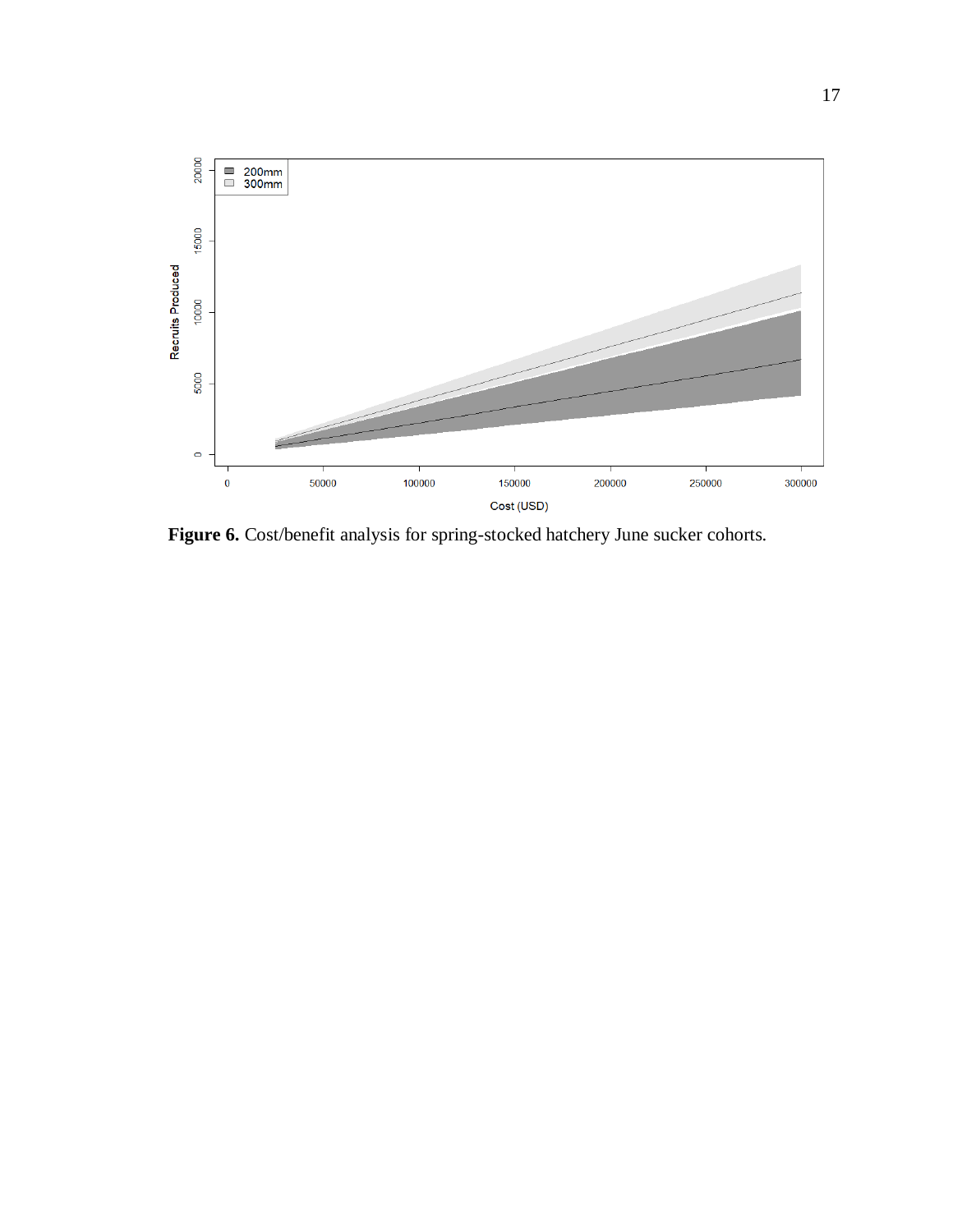**Figure 6.** Cost/benefit analysis for spring-stocked hatchery June sucker cohorts.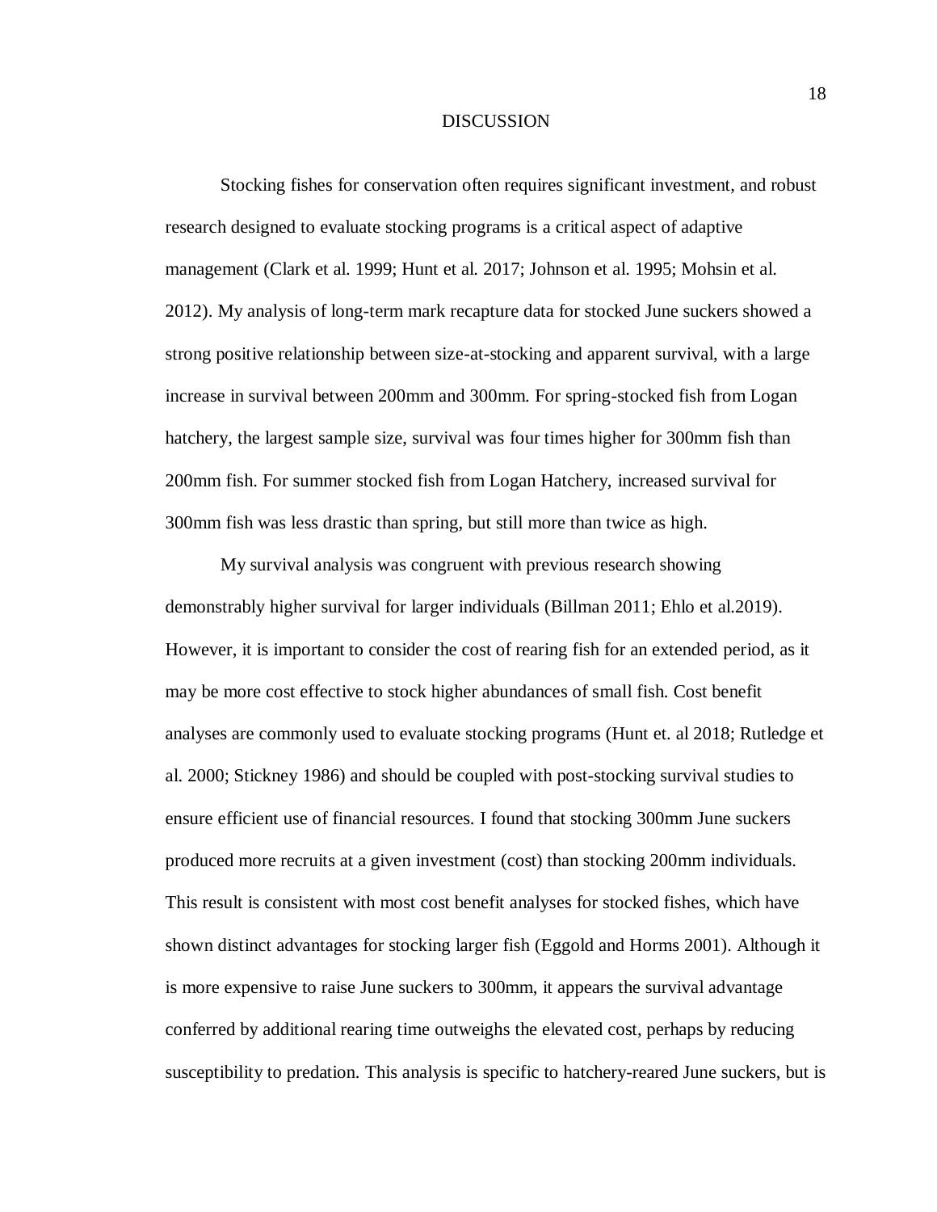# DISCUSSION

Stocking fishes for conservation often requires significant investment, and robust research designed to evaluate stocking programs is a critical aspect of adaptive management (Clark et al. 1999; Hunt et al. 2017; Johnson et al. 1995; Mohsin et al. 2012). My analysis of long-term mark recapture data for stocked June suckers showed a strong positive relationship between size-at-stocking and apparent survival, with a large increase in survival between 200mm and 300mm. For spring-stocked fish from Logan hatchery, the largest sample size, survival was four times higher for 300mm fish than 200mm fish. For summer stocked fish from Logan Hatchery, increased survival for 300mm fish was less drastic than spring, but still more than twice as high.

My survival analysis was congruent with previous research showing demonstrably higher survival for larger individuals (Billman 2011; Ehlo et al.2019). However, it is important to consider the cost of rearing fish for an extended period, as it may be more cost effective to stock higher abundances of small fish. Cost benefit analyses are commonly used to evaluate stocking programs (Hunt et. al 2018; Rutledge et al. 2000; Stickney 1986) and should be coupled with post-stocking survival studies to ensure efficient use of financial resources. I found that stocking 300mm June suckers produced more recruits at a given investment (cost) than stocking 200mm individuals. This result is consistent with most cost benefit analyses for stocked fishes, which have shown distinct advantages for stocking larger fish (Eggold and Horms 2001). Although it is more expensive to raise June suckers to 300mm, it appears the survival advantage conferred by additional rearing time outweighs the elevated cost, perhaps by reducing susceptibility to predation. This analysis is specific to hatchery-reared June suckers, but is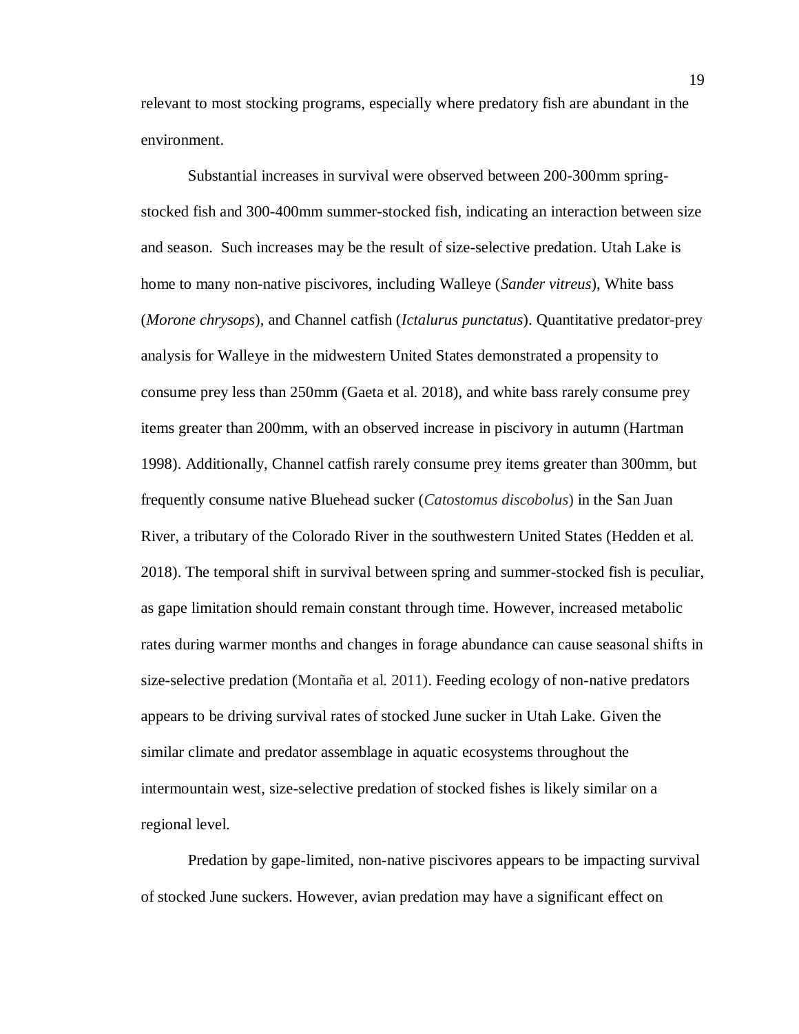relevant to most stocking programs, especially where predatory fish are abundant in the environment.

Substantial increases in survival were observed between 200-300mm spring-stocked fish and 300-400mm summer-stocked fish, indicating an interaction between size and season. Such increases may be the result of size-selective predation. Utah Lake is home to many non-native piscivores, including Walleye (*Sander vitreus*), White bass (*Morone chrysops*), and Channel catfish (*Ictalurus punctatus*). Quantitative predator-prey analysis for Walleye in the midwestern United States demonstrated a propensity to consume prey less than 250mm (Gaeta et al. 2018), and white bass rarely consume prey items greater than 200mm, with an observed increase in piscivory in autumn (Hartman 1998). Additionally, Channel catfish rarely consume prey items greater than 300mm, but frequently consume native Bluehead sucker (*Catostomus discobolus*) in the San Juan River, a tributary of the Colorado River in the southwestern United States (Hedden et al. 2018). The temporal shift in survival between spring and summer-stocked fish is peculiar, as gape limitation should remain constant through time. However, increased metabolic rates during warmer months and changes in forage abundance can cause seasonal shifts in size-selective predation (Montaña et al. 2011). Feeding ecology of non-native predators appears to be driving survival rates of stocked June sucker in Utah Lake. Given the similar climate and predator assemblage in aquatic ecosystems throughout the intermountain west, size-selective predation of stocked fishes is likely similar on a regional level.

Predation by gape-limited, non-native piscivores appears to be impacting survival of stocked June suckers. However, avian predation may have a significant effect on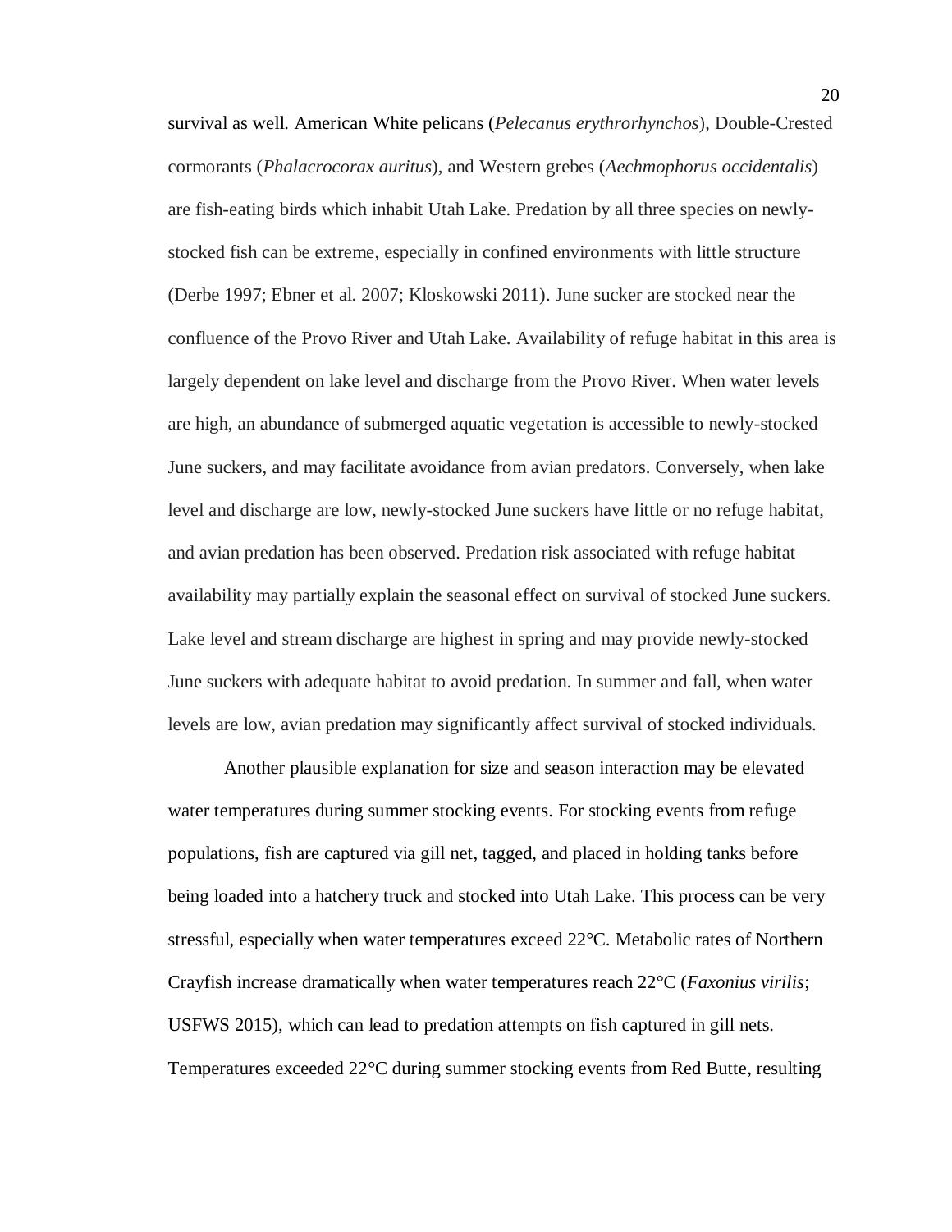survival as well. American White pelicans (*Pelecanus erythrorhynchos*), Double-Crested cormorants (*Phalacrocorax auritus*), and Western grebes (*Aechmophorus occidentalis*) are fish-eating birds which inhabit Utah Lake. Predation by all three species on newly-stocked fish can be extreme, especially in confined environments with little structure (Derbe 1997; Ebner et al. 2007; Kloskowski 2011). June sucker are stocked near the confluence of the Provo River and Utah Lake. Availability of refuge habitat in this area is largely dependent on lake level and discharge from the Provo River. When water levels are high, an abundance of submerged aquatic vegetation is accessible to newly-stocked June suckers, and may facilitate avoidance from avian predators. Conversely, when lake level and discharge are low, newly-stocked June suckers have little or no refuge habitat, and avian predation has been observed. Predation risk associated with refuge habitat availability may partially explain the seasonal effect on survival of stocked June suckers. Lake level and stream discharge are highest in spring and may provide newly-stocked June suckers with adequate habitat to avoid predation. In summer and fall, when water levels are low, avian predation may significantly affect survival of stocked individuals.

Another plausible explanation for size and season interaction may be elevated water temperatures during summer stocking events. For stocking events from refuge populations, fish are captured via gill net, tagged, and placed in holding tanks before being loaded into a hatchery truck and stocked into Utah Lake. This process can be very stressful, especially when water temperatures exceed 22°C. Metabolic rates of Northern Crayfish increase dramatically when water temperatures reach 22°C (*Faxonius virilis*; USFWS 2015), which can lead to predation attempts on fish captured in gill nets. Temperatures exceeded 22°C during summer stocking events from Red Butte, resulting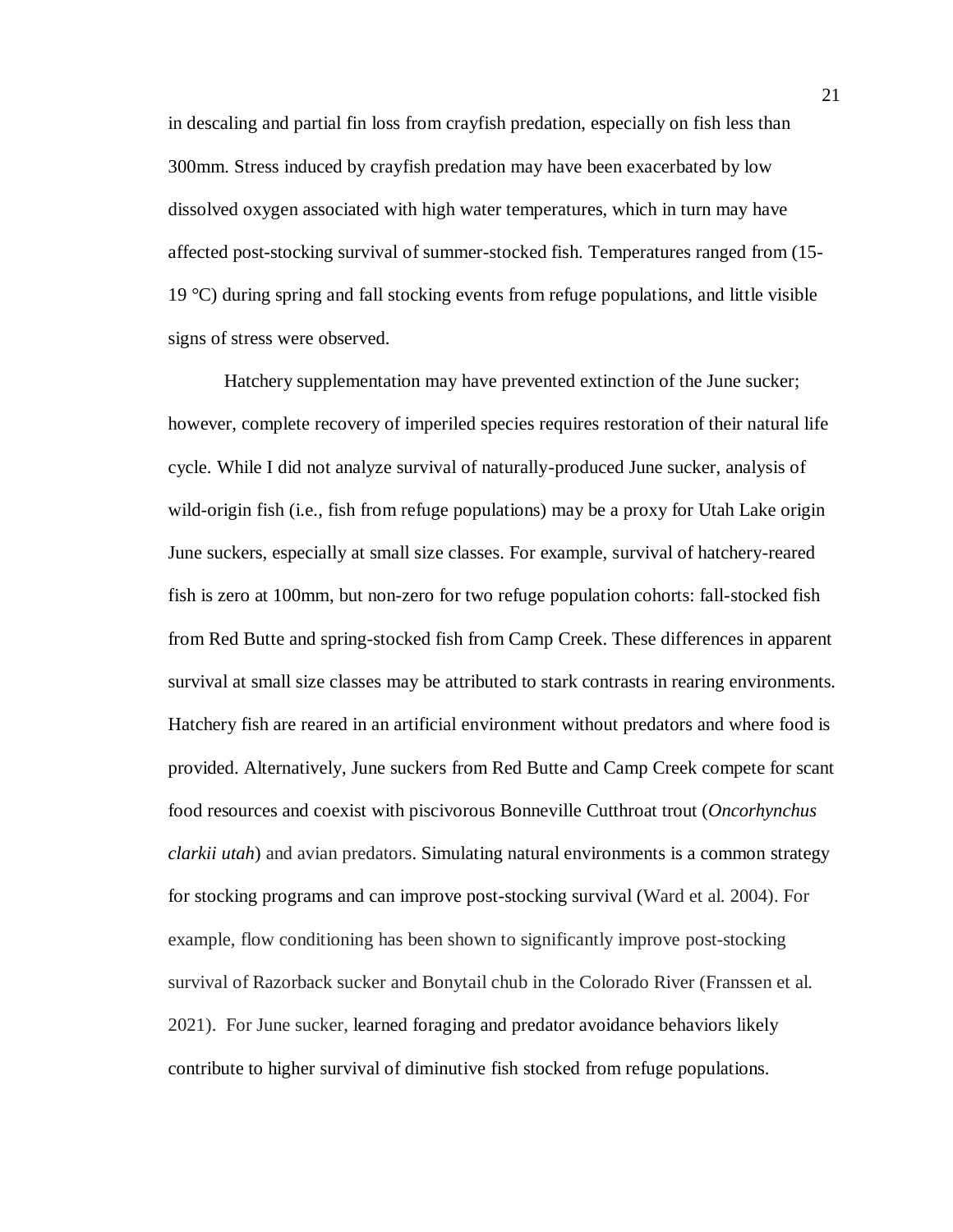in descaling and partial fin loss from crayfish predation, especially on fish less than 300mm. Stress induced by crayfish predation may have been exacerbated by low dissolved oxygen associated with high water temperatures, which in turn may have affected post-stocking survival of summer-stocked fish. Temperatures ranged from (15-19 °C) during spring and fall stocking events from refuge populations, and little visible signs of stress were observed.

Hatchery supplementation may have prevented extinction of the June sucker; however, complete recovery of imperiled species requires restoration of their natural life cycle. While I did not analyze survival of naturally-produced June sucker, analysis of wild-origin fish (i.e., fish from refuge populations) may be a proxy for Utah Lake origin June suckers, especially at small size classes. For example, survival of hatchery-reared fish is zero at 100mm, but non-zero for two refuge population cohorts: fall-stocked fish from Red Butte and spring-stocked fish from Camp Creek. These differences in apparent survival at small size classes may be attributed to stark contrasts in rearing environments. Hatchery fish are reared in an artificial environment without predators and where food is provided. Alternatively, June suckers from Red Butte and Camp Creek compete for scant food resources and coexist with piscivorous Bonneville Cutthroat trout (*Oncorhynchus clarkii utah*) and avian predators. Simulating natural environments is a common strategy for stocking programs and can improve post-stocking survival (Ward et al. 2004). For example, flow conditioning has been shown to significantly improve post-stocking survival of Razorback sucker and Bonytail chub in the Colorado River (Franssen et al. 2021). For June sucker, learned foraging and predator avoidance behaviors likely contribute to higher survival of diminutive fish stocked from refuge populations.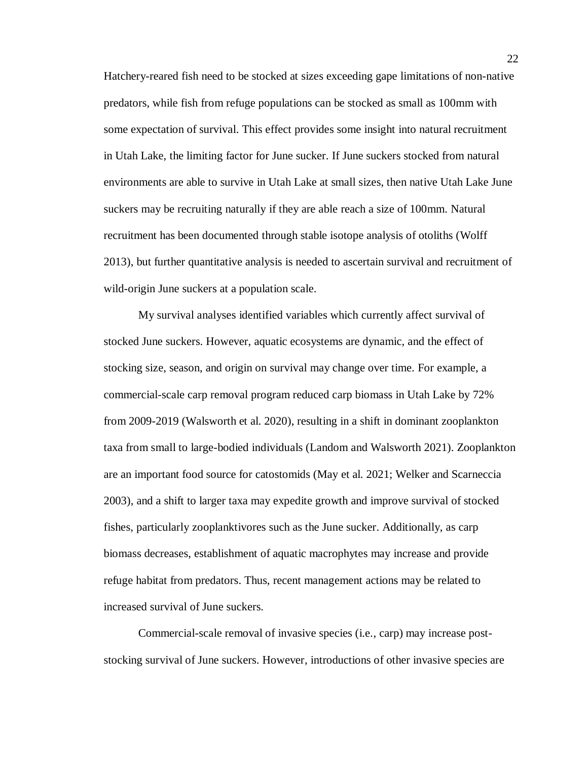Hatchery-reared fish need to be stocked at sizes exceeding gape limitations of non-native predators, while fish from refuge populations can be stocked as small as 100mm with some expectation of survival. This effect provides some insight into natural recruitment in Utah Lake, the limiting factor for June sucker. If June suckers stocked from natural environments are able to survive in Utah Lake at small sizes, then native Utah Lake June suckers may be recruiting naturally if they are able reach a size of 100mm. Natural recruitment has been documented through stable isotope analysis of otoliths (Wolff 2013), but further quantitative analysis is needed to ascertain survival and recruitment of wild-origin June suckers at a population scale.

My survival analyses identified variables which currently affect survival of stocked June suckers. However, aquatic ecosystems are dynamic, and the effect of stocking size, season, and origin on survival may change over time. For example, a commercial-scale carp removal program reduced carp biomass in Utah Lake by 72% from 2009-2019 (Walsworth et al. 2020), resulting in a shift in dominant zooplankton taxa from small to large-bodied individuals (Landom and Walsworth 2021). Zooplankton are an important food source for catostomids (May et al. 2021; Welker and Scarneccia 2003), and a shift to larger taxa may expedite growth and improve survival of stocked fishes, particularly zooplanktivores such as the June sucker. Additionally, as carp biomass decreases, establishment of aquatic macrophytes may increase and provide refuge habitat from predators. Thus, recent management actions may be related to increased survival of June suckers.

Commercial-scale removal of invasive species (i.e., carp) may increase post-stocking survival of June suckers. However, introductions of other invasive species are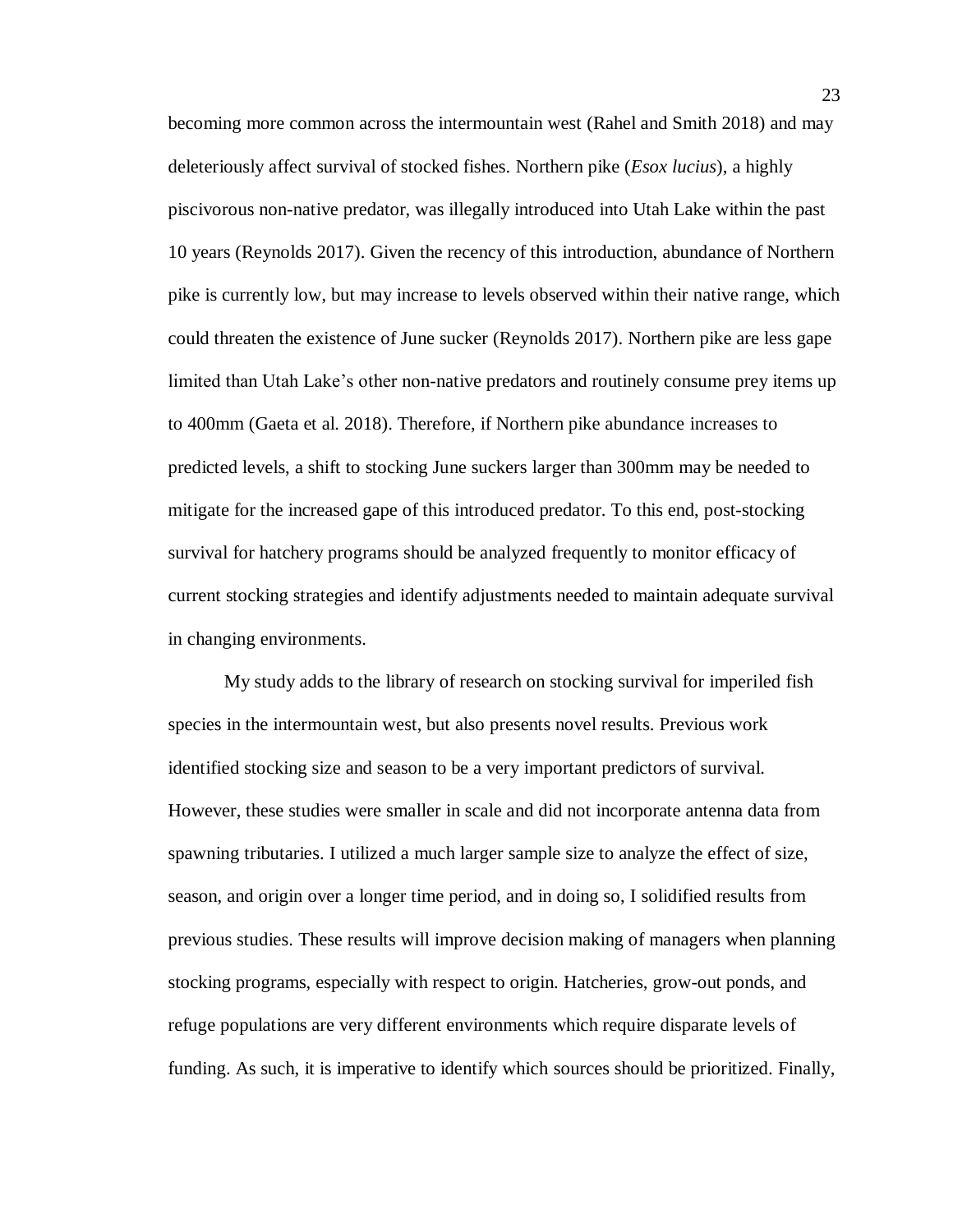becoming more common across the intermountain west (Rahel and Smith 2018) and may deleteriously affect survival of stocked fishes. Northern pike (*Esox lucius*), a highly piscivorous non-native predator, was illegally introduced into Utah Lake within the past 10 years (Reynolds 2017). Given the recency of this introduction, abundance of Northern pike is currently low, but may increase to levels observed within their native range, which could threaten the existence of June sucker (Reynolds 2017). Northern pike are less gape limited than Utah Lake's other non-native predators and routinely consume prey items up to 400mm (Gaeta et al. 2018). Therefore, if Northern pike abundance increases to predicted levels, a shift to stocking June suckers larger than 300mm may be needed to mitigate for the increased gape of this introduced predator. To this end, post-stocking survival for hatchery programs should be analyzed frequently to monitor efficacy of current stocking strategies and identify adjustments needed to maintain adequate survival in changing environments.

My study adds to the library of research on stocking survival for imperiled fish species in the intermountain west, but also presents novel results. Previous work identified stocking size and season to be a very important predictors of survival. However, these studies were smaller in scale and did not incorporate antenna data from spawning tributaries. I utilized a much larger sample size to analyze the effect of size, season, and origin over a longer time period, and in doing so, I solidified results from previous studies. These results will improve decision making of managers when planning stocking programs, especially with respect to origin. Hatcheries, grow-out ponds, and refuge populations are very different environments which require disparate levels of funding. As such, it is imperative to identify which sources should be prioritized. Finally,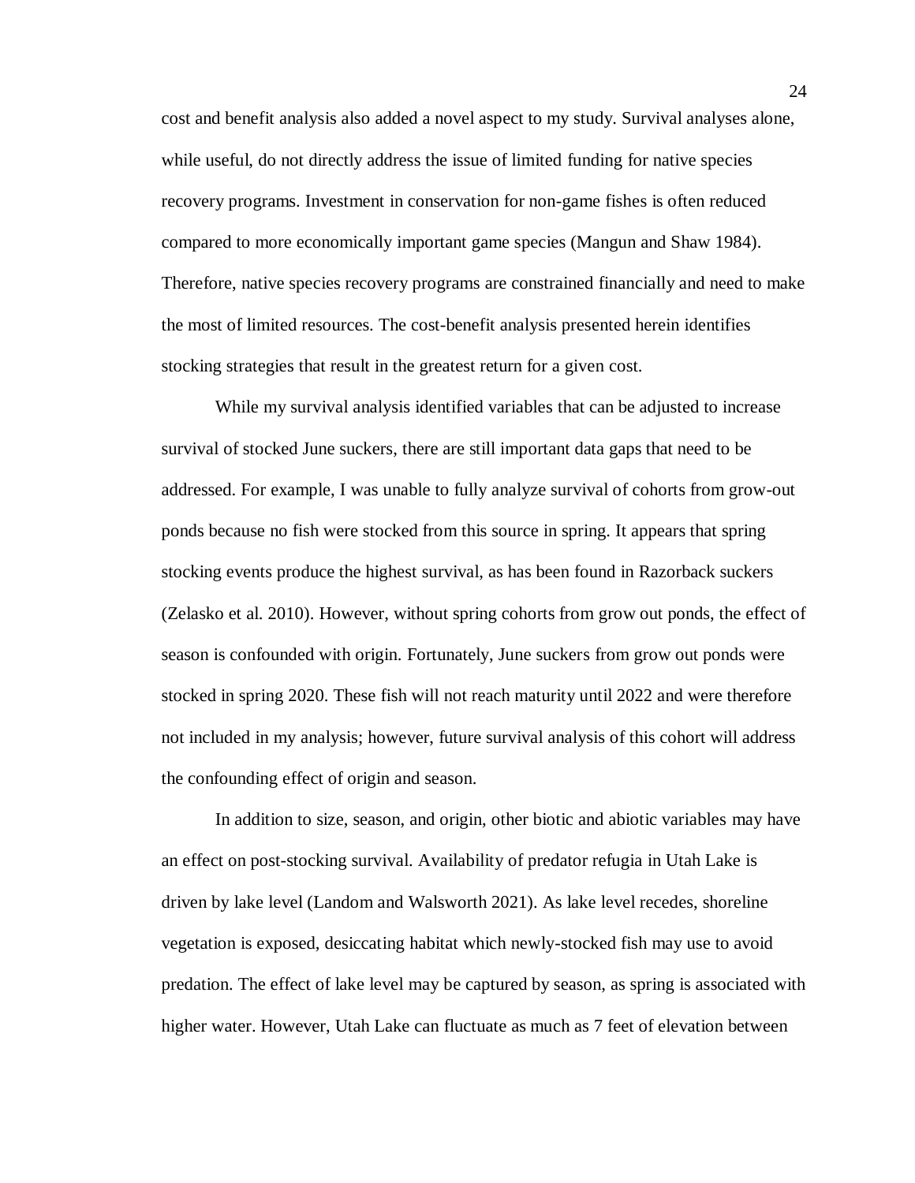cost and benefit analysis also added a novel aspect to my study. Survival analyses alone, while useful, do not directly address the issue of limited funding for native species recovery programs. Investment in conservation for non-game fishes is often reduced compared to more economically important game species (Mangun and Shaw 1984). Therefore, native species recovery programs are constrained financially and need to make the most of limited resources. The cost-benefit analysis presented herein identifies stocking strategies that result in the greatest return for a given cost.

While my survival analysis identified variables that can be adjusted to increase survival of stocked June suckers, there are still important data gaps that need to be addressed. For example, I was unable to fully analyze survival of cohorts from grow-out ponds because no fish were stocked from this source in spring. It appears that spring stocking events produce the highest survival, as has been found in Razorback suckers (Zelasko et al. 2010). However, without spring cohorts from grow out ponds, the effect of season is confounded with origin. Fortunately, June suckers from grow out ponds were stocked in spring 2020. These fish will not reach maturity until 2022 and were therefore not included in my analysis; however, future survival analysis of this cohort will address the confounding effect of origin and season.

In addition to size, season, and origin, other biotic and abiotic variables may have an effect on post-stocking survival. Availability of predator refugia in Utah Lake is driven by lake level (Landom and Walsworth 2021). As lake level recedes, shoreline vegetation is exposed, desiccating habitat which newly-stocked fish may use to avoid predation. The effect of lake level may be captured by season, as spring is associated with higher water. However, Utah Lake can fluctuate as much as 7 feet of elevation between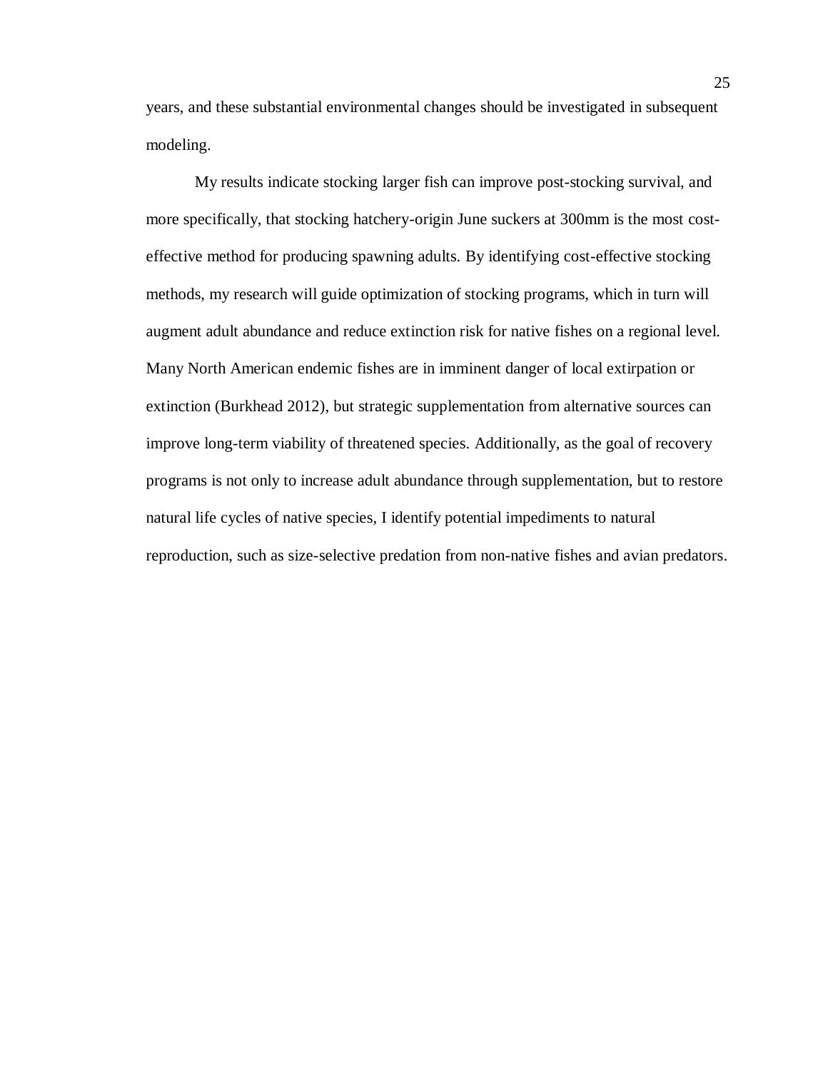years, and these substantial environmental changes should be investigated in subsequent modeling.

My results indicate stocking larger fish can improve post-stocking survival, and more specifically, that stocking hatchery-origin June suckers at 300mm is the most cost-effective method for producing spawning adults. By identifying cost-effective stocking methods, my research will guide optimization of stocking programs, which in turn will augment adult abundance and reduce extinction risk for native fishes on a regional level. Many North American endemic fishes are in imminent danger of local extirpation or extinction (Burkhead 2012), but strategic supplementation from alternative sources can improve long-term viability of threatened species. Additionally, as the goal of recovery programs is not only to increase adult abundance through supplementation, but to restore natural life cycles of native species, I identify potential impediments to natural reproduction, such as size-selective predation from non-native fishes and avian predators.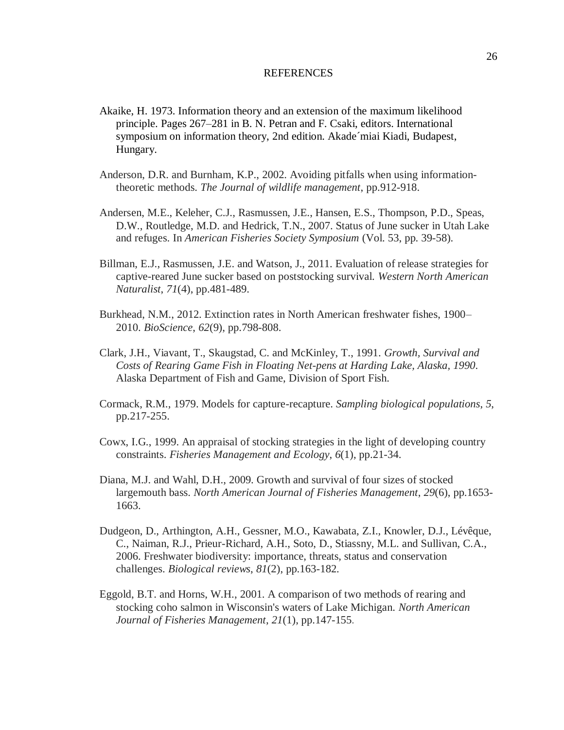# REFERENCES

Akaike, H. 1973. Information theory and an extension of the maximum likelihood principle. Pages 267–281 in B. N. Petran and F. Csaki, editors. International symposium on information theory, 2nd edition. Akade´miai Kiadi, Budapest, Hungary.

Anderson, D.R. and Burnham, K.P., 2002. Avoiding pitfalls when using information-theoretic methods. *The Journal of wildlife management*, pp.912-918.

Andersen, M.E., Keleher, C.J., Rasmussen, J.E., Hansen, E.S., Thompson, P.D., Speas, D.W., Routledge, M.D. and Hedrick, T.N., 2007. Status of June sucker in Utah Lake and refuges. In *American Fisheries Society Symposium* (Vol. 53, pp. 39-58).

Billman, E.J., Rasmussen, J.E. and Watson, J., 2011. Evaluation of release strategies for captive-reared June sucker based on poststocking survival. *Western North American Naturalist*, *71*(4), pp.481-489.

Burkhead, N.M., 2012. Extinction rates in North American freshwater fishes, 1900–2010. *BioScience*, *62*(9), pp.798-808.

Clark, J.H., Viavant, T., Skaugstad, C. and McKinley, T., 1991. *Growth, Survival and Costs of Rearing Game Fish in Floating Net-pens at Harding Lake, Alaska, 1990*. Alaska Department of Fish and Game, Division of Sport Fish.

Cormack, R.M., 1979. Models for capture-recapture. *Sampling biological populations*, *5*, pp.217-255.

Cowx, I.G., 1999. An appraisal of stocking strategies in the light of developing country constraints. *Fisheries Management and Ecology*, *6*(1), pp.21-34.

Diana, M.J. and Wahl, D.H., 2009. Growth and survival of four sizes of stocked largemouth bass. *North American Journal of Fisheries Management*, *29*(6), pp.1653-1663.

Dudgeon, D., Arthington, A.H., Gessner, M.O., Kawabata, Z.I., Knowler, D.J., Lévêque, C., Naiman, R.J., Prieur-Richard, A.H., Soto, D., Stiassny, M.L. and Sullivan, C.A., 2006. Freshwater biodiversity: importance, threats, status and conservation challenges. *Biological reviews*, *81*(2), pp.163-182.

Eggold, B.T. and Horns, W.H., 2001. A comparison of two methods of rearing and stocking coho salmon in Wisconsin's waters of Lake Michigan. *North American Journal of Fisheries Management*, *21*(1), pp.147-155.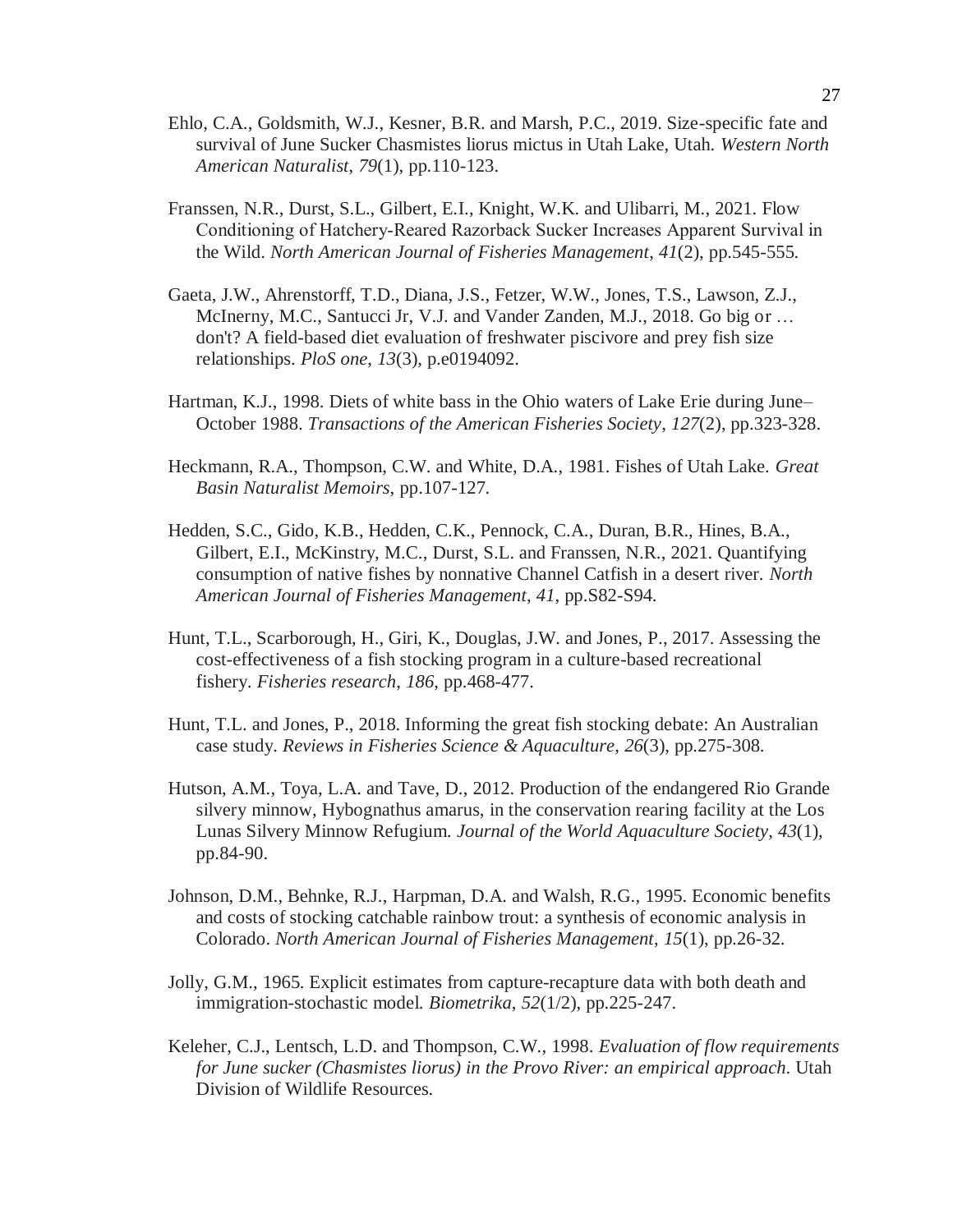Ehlo, C.A., Goldsmith, W.J., Kesner, B.R. and Marsh, P.C., 2019. Size-specific fate and survival of June Sucker Chasmistes liorus mictus in Utah Lake, Utah. *Western North American Naturalist*, *79*(1), pp.110-123.

Franssen, N.R., Durst, S.L., Gilbert, E.I., Knight, W.K. and Ulibarri, M., 2021. Flow Conditioning of Hatchery-Reared Razorback Sucker Increases Apparent Survival in the Wild. *North American Journal of Fisheries Management*, *41*(2), pp.545-555.

Gaeta, J.W., Ahrenstorff, T.D., Diana, J.S., Fetzer, W.W., Jones, T.S., Lawson, Z.J., McInerny, M.C., Santucci Jr, V.J. and Vander Zanden, M.J., 2018. Go big or … don't? A field-based diet evaluation of freshwater piscivore and prey fish size relationships. *PloS one*, *13*(3), p.e0194092.

Hartman, K.J., 1998. Diets of white bass in the Ohio waters of Lake Erie during June–October 1988. *Transactions of the American Fisheries Society*, *127*(2), pp.323-328.

Heckmann, R.A., Thompson, C.W. and White, D.A., 1981. Fishes of Utah Lake. *Great Basin Naturalist Memoirs*, pp.107-127.

Hedden, S.C., Gido, K.B., Hedden, C.K., Pennock, C.A., Duran, B.R., Hines, B.A., Gilbert, E.I., McKinstry, M.C., Durst, S.L. and Franssen, N.R., 2021. Quantifying consumption of native fishes by nonnative Channel Catfish in a desert river. *North American Journal of Fisheries Management*, *41*, pp.S82-S94.

Hunt, T.L., Scarborough, H., Giri, K., Douglas, J.W. and Jones, P., 2017. Assessing the cost-effectiveness of a fish stocking program in a culture-based recreational fishery. *Fisheries research*, *186*, pp.468-477.

Hunt, T.L. and Jones, P., 2018. Informing the great fish stocking debate: An Australian case study. *Reviews in Fisheries Science & Aquaculture*, *26*(3), pp.275-308.

Hutson, A.M., Toya, L.A. and Tave, D., 2012. Production of the endangered Rio Grande silvery minnow, Hybognathus amarus, in the conservation rearing facility at the Los Lunas Silvery Minnow Refugium. *Journal of the World Aquaculture Society*, *43*(1), pp.84-90.

Johnson, D.M., Behnke, R.J., Harpman, D.A. and Walsh, R.G., 1995. Economic benefits and costs of stocking catchable rainbow trout: a synthesis of economic analysis in Colorado. *North American Journal of Fisheries Management*, *15*(1), pp.26-32.

Jolly, G.M., 1965. Explicit estimates from capture-recapture data with both death and immigration-stochastic model. *Biometrika*, *52*(1/2), pp.225-247.

Keleher, C.J., Lentsch, L.D. and Thompson, C.W., 1998. *Evaluation of flow requirements for June sucker (Chasmistes liorus) in the Provo River: an empirical approach*. Utah Division of Wildlife Resources.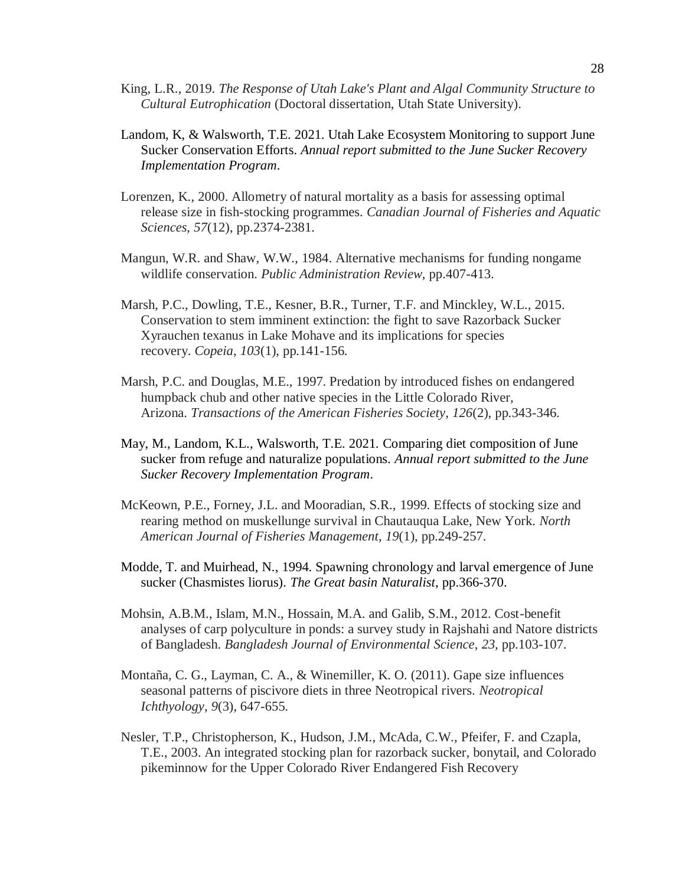King, L.R., 2019. *The Response of Utah Lake's Plant and Algal Community Structure to Cultural Eutrophication* (Doctoral dissertation, Utah State University).

Landom, K, & Walsworth, T.E. 2021. Utah Lake Ecosystem Monitoring to support June Sucker Conservation Efforts. *Annual report submitted to the June Sucker Recovery Implementation Program*.

Lorenzen, K., 2000. Allometry of natural mortality as a basis for assessing optimal release size in fish-stocking programmes. *Canadian Journal of Fisheries and Aquatic Sciences*, *57*(12), pp.2374-2381.

Mangun, W.R. and Shaw, W.W., 1984. Alternative mechanisms for funding nongame wildlife conservation. *Public Administration Review*, pp.407-413.

Marsh, P.C., Dowling, T.E., Kesner, B.R., Turner, T.F. and Minckley, W.L., 2015. Conservation to stem imminent extinction: the fight to save Razorback Sucker Xyrauchen texanus in Lake Mohave and its implications for species recovery. *Copeia*, *103*(1), pp.141-156.

Marsh, P.C. and Douglas, M.E., 1997. Predation by introduced fishes on endangered humpback chub and other native species in the Little Colorado River, Arizona. *Transactions of the American Fisheries Society*, *126*(2), pp.343-346.

May, M., Landom, K.L., Walsworth, T.E. 2021. Comparing diet composition of June sucker from refuge and naturalize populations. *Annual report submitted to the June Sucker Recovery Implementation Program*.

McKeown, P.E., Forney, J.L. and Mooradian, S.R., 1999. Effects of stocking size and rearing method on muskellunge survival in Chautauqua Lake, New York. *North American Journal of Fisheries Management*, *19*(1), pp.249-257.

Modde, T. and Muirhead, N., 1994. Spawning chronology and larval emergence of June sucker (Chasmistes liorus). *The Great basin Naturalist*, pp.366-370.

Mohsin, A.B.M., Islam, M.N., Hossain, M.A. and Galib, S.M., 2012. Cost-benefit analyses of carp polyculture in ponds: a survey study in Rajshahi and Natore districts of Bangladesh. *Bangladesh Journal of Environmental Science*, *23*, pp.103-107.

Montaña, C. G., Layman, C. A., & Winemiller, K. O. (2011). Gape size influences seasonal patterns of piscivore diets in three Neotropical rivers. *Neotropical Ichthyology*, *9*(3), 647-655.

Nesler, T.P., Christopherson, K., Hudson, J.M., McAda, C.W., Pfeifer, F. and Czapla, T.E., 2003. An integrated stocking plan for razorback sucker, bonytail, and Colorado pikeminnow for the Upper Colorado River Endangered Fish Recovery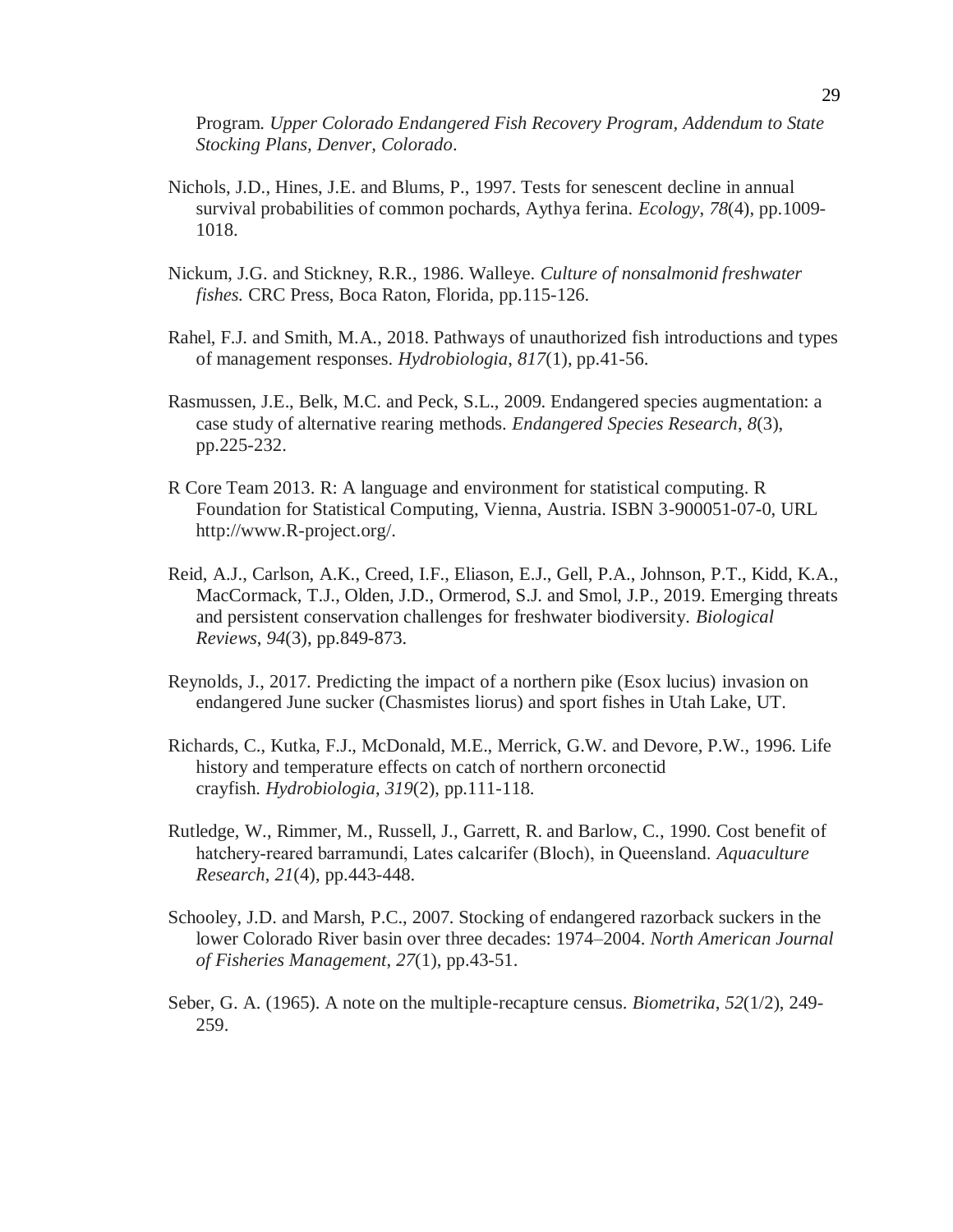Program. *Upper Colorado Endangered Fish Recovery Program, Addendum to State Stocking Plans, Denver, Colorado*.

Nichols, J.D., Hines, J.E. and Blums, P., 1997. Tests for senescent decline in annual survival probabilities of common pochards, Aythya ferina. *Ecology*, *78*(4), pp.1009-1018.

Nickum, J.G. and Stickney, R.R., 1986. Walleye. *Culture of nonsalmonid freshwater fishes.* CRC Press, Boca Raton, Florida, pp.115-126.

Rahel, F.J. and Smith, M.A., 2018. Pathways of unauthorized fish introductions and types of management responses. *Hydrobiologia*, *817*(1), pp.41-56.

Rasmussen, J.E., Belk, M.C. and Peck, S.L., 2009. Endangered species augmentation: a case study of alternative rearing methods. *Endangered Species Research*, *8*(3), pp.225-232.

R Core Team 2013. R: A language and environment for statistical computing. R Foundation for Statistical Computing, Vienna, Austria. ISBN 3-900051-07-0, URL http://www.R-project.org/.

Reid, A.J., Carlson, A.K., Creed, I.F., Eliason, E.J., Gell, P.A., Johnson, P.T., Kidd, K.A., MacCormack, T.J., Olden, J.D., Ormerod, S.J. and Smol, J.P., 2019. Emerging threats and persistent conservation challenges for freshwater biodiversity. *Biological Reviews*, *94*(3), pp.849-873.

Reynolds, J., 2017. Predicting the impact of a northern pike (Esox lucius) invasion on endangered June sucker (Chasmistes liorus) and sport fishes in Utah Lake, UT.

Richards, C., Kutka, F.J., McDonald, M.E., Merrick, G.W. and Devore, P.W., 1996. Life history and temperature effects on catch of northern orconectid crayfish. *Hydrobiologia*, *319*(2), pp.111-118.

Rutledge, W., Rimmer, M., Russell, J., Garrett, R. and Barlow, C., 1990. Cost benefit of hatchery-reared barramundi, Lates calcarifer (Bloch), in Queensland. *Aquaculture Research*, *21*(4), pp.443-448.

Schooley, J.D. and Marsh, P.C., 2007. Stocking of endangered razorback suckers in the lower Colorado River basin over three decades: 1974–2004. *North American Journal of Fisheries Management*, *27*(1), pp.43-51.

Seber, G. A. (1965). A note on the multiple-recapture census. *Biometrika*, *52*(1/2), 249-259.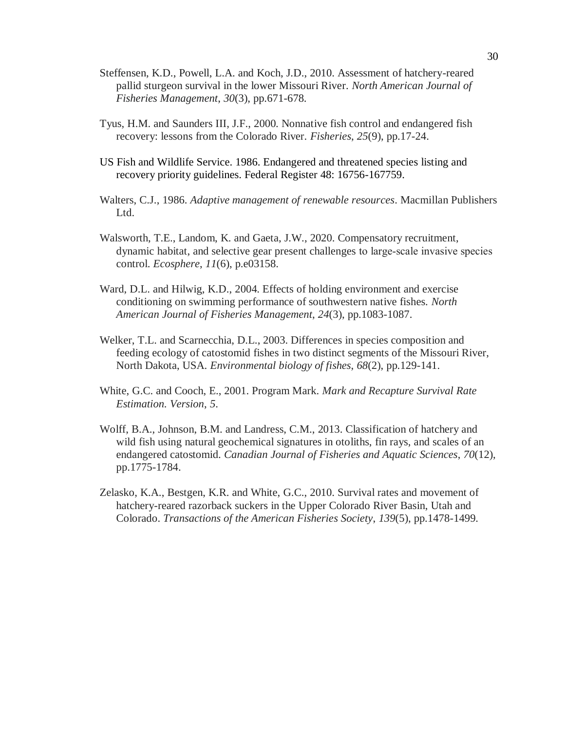Steffensen, K.D., Powell, L.A. and Koch, J.D., 2010. Assessment of hatchery-reared pallid sturgeon survival in the lower Missouri River. *North American Journal of Fisheries Management*, *30*(3), pp.671-678.

Tyus, H.M. and Saunders III, J.F., 2000. Nonnative fish control and endangered fish recovery: lessons from the Colorado River. *Fisheries*, *25*(9), pp.17-24.

US Fish and Wildlife Service. 1986. Endangered and threatened species listing and recovery priority guidelines. Federal Register 48: 16756-167759.

Walters, C.J., 1986. *Adaptive management of renewable resources*. Macmillan Publishers Ltd.

Walsworth, T.E., Landom, K. and Gaeta, J.W., 2020. Compensatory recruitment, dynamic habitat, and selective gear present challenges to large-scale invasive species control. *Ecosphere*, *11*(6), p.e03158.

Ward, D.L. and Hilwig, K.D., 2004. Effects of holding environment and exercise conditioning on swimming performance of southwestern native fishes. *North American Journal of Fisheries Management*, *24*(3), pp.1083-1087.

Welker, T.L. and Scarnecchia, D.L., 2003. Differences in species composition and feeding ecology of catostomid fishes in two distinct segments of the Missouri River, North Dakota, USA. *Environmental biology of fishes*, *68*(2), pp.129-141.

White, G.C. and Cooch, E., 2001. Program Mark. *Mark and Recapture Survival Rate Estimation. Version*, *5*.

Wolff, B.A., Johnson, B.M. and Landress, C.M., 2013. Classification of hatchery and wild fish using natural geochemical signatures in otoliths, fin rays, and scales of an endangered catostomid. *Canadian Journal of Fisheries and Aquatic Sciences*, *70*(12), pp.1775-1784.

Zelasko, K.A., Bestgen, K.R. and White, G.C., 2010. Survival rates and movement of hatchery-reared razorback suckers in the Upper Colorado River Basin, Utah and Colorado. *Transactions of the American Fisheries Society*, *139*(5), pp.1478-1499.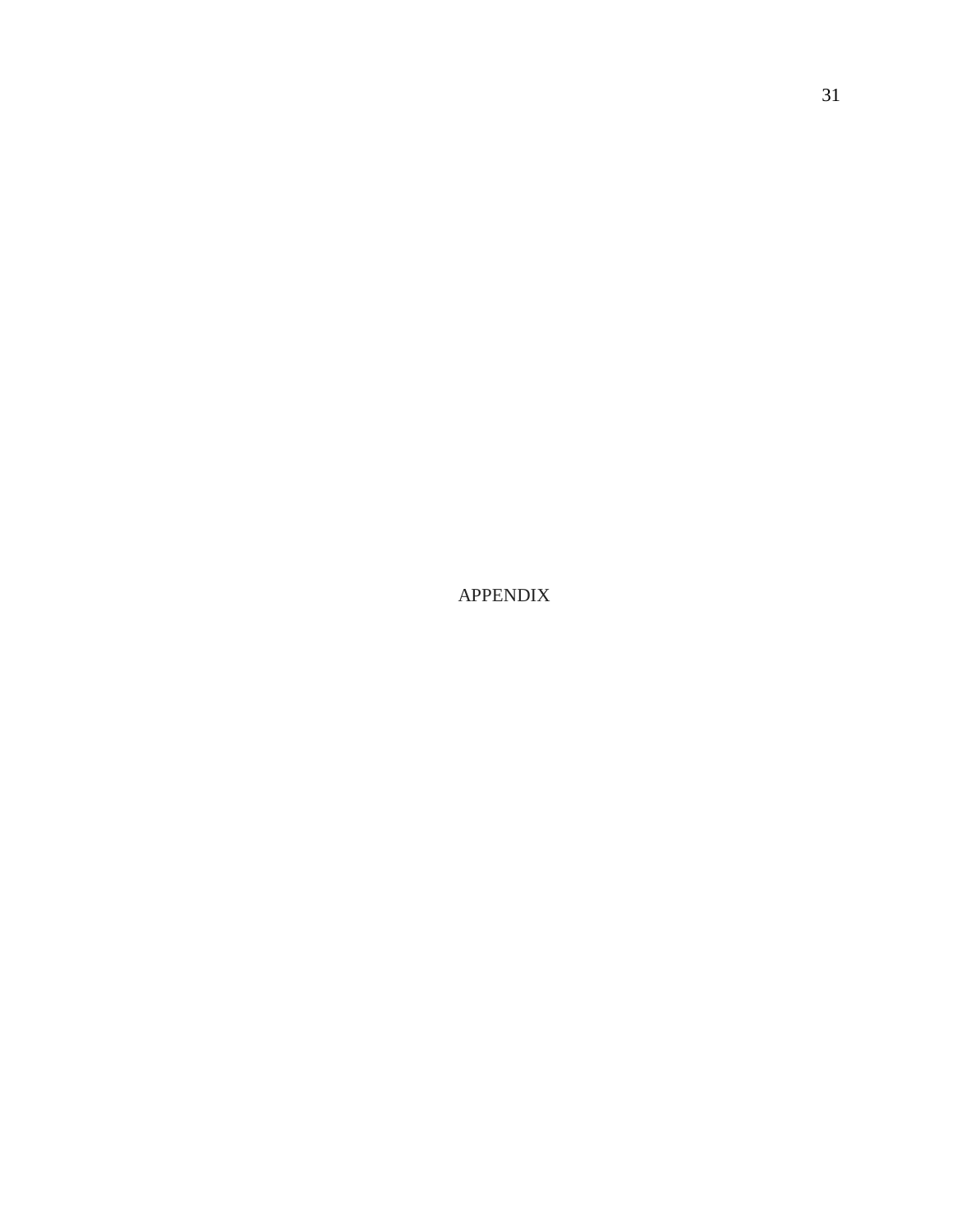# APPENDIX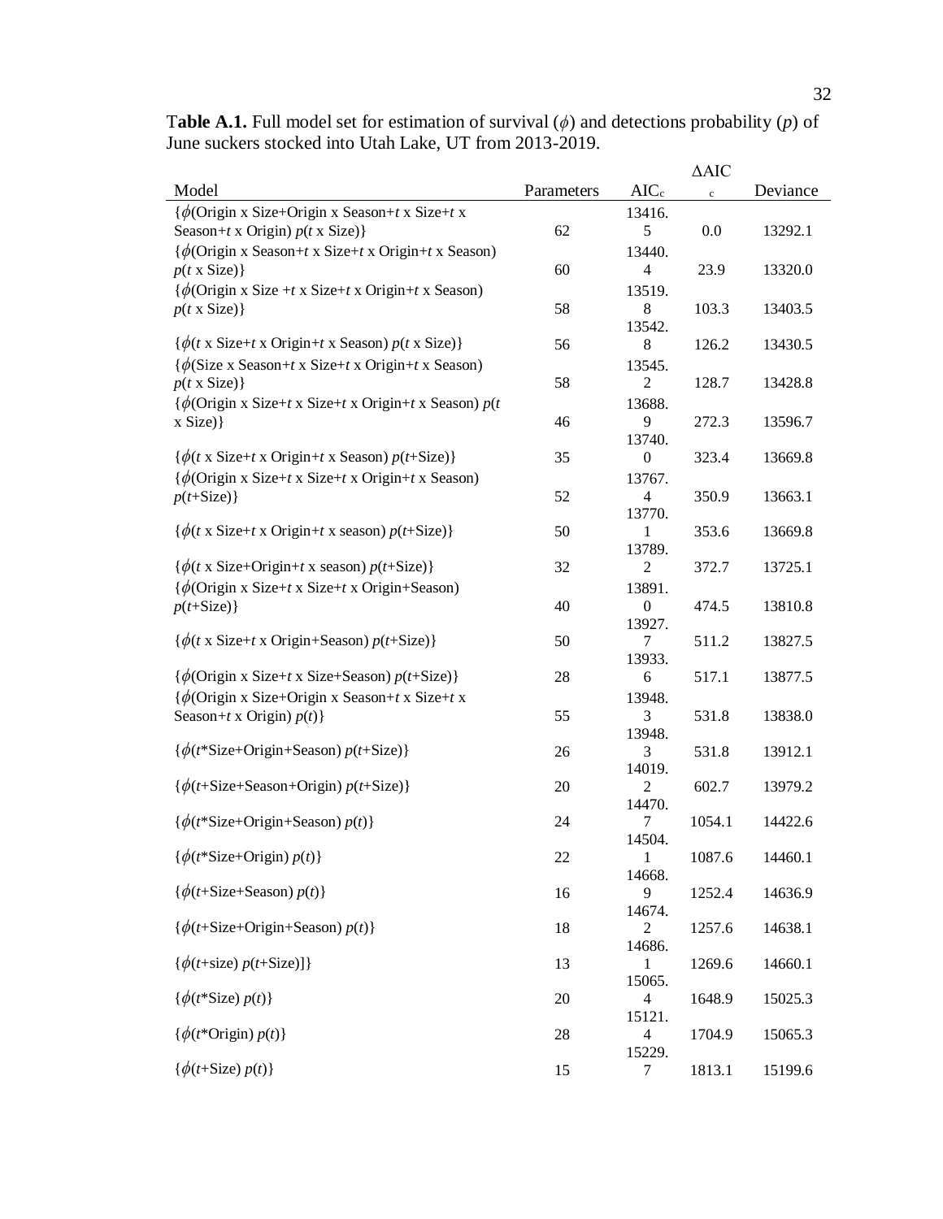**Table A.1.** Full model set for estimation of survival ($\phi$) and detections probability ($p$) of June suckers stocked into Utah Lake, UT from 2013-2019.

| Model | Parameters | $AIC_c$ | $\Delta AIC_c$ | Deviance |
|---|---|---|---|---|
| {$\phi$(Origin x Size+Origin x Season+*t* x Size+*t* x Season+*t* x Origin) *p*(*t* x Size)} | 62 | 13416.5 | 0.0 | 13292.1 |
| {$\phi$(Origin x Season+*t* x Size+*t* x Origin+*t* x Season) *p*(*t* x Size)} | 60 | 13440.4 | 23.9 | 13320.0 |
| {$\phi$(Origin x Size +*t* x Size+*t* x Origin+*t* x Season) *p*(*t* x Size)} | 58 | 13519.8 | 103.3 | 13403.5 |
| {$\phi$(*t* x Size+*t* x Origin+*t* x Season) *p*(*t* x Size)} | 56 | 13542.8 | 126.2 | 13430.5 |
| {$\phi$(Size x Season+*t* x Size+*t* x Origin+*t* x Season) *p*(*t* x Size)} | 58 | 13545.2 | 128.7 | 13428.8 |
| {$\phi$(Origin x Size+*t* x Size+*t* x Origin+*t* x Season) *p*(*t* x Size)} | 46 | 13688.9 | 272.3 | 13596.7 |
| {$\phi$(*t* x Size+*t* x Origin+*t* x Season) *p*(*t*+Size)} | 35 | 13740.0 | 323.4 | 13669.8 |
| {$\phi$(Origin x Size+*t* x Size+*t* x Origin+*t* x Season) *p*(*t*+Size)} | 52 | 13767.4 | 350.9 | 13663.1 |
| {$\phi$(*t* x Size+*t* x Origin+*t* x season) *p*(*t*+Size)} | 50 | 13770.1 | 353.6 | 13669.8 |
| {$\phi$(*t* x Size+Origin+*t* x season) *p*(*t*+Size)} | 32 | 13789.2 | 372.7 | 13725.1 |
| {$\phi$(Origin x Size+*t* x Size+*t* x Origin+Season) *p*(*t*+Size)} | 40 | 13891.0 | 474.5 | 13810.8 |
| {$\phi$(*t* x Size+*t* x Origin+Season) *p*(*t*+Size)} | 50 | 13927.7 | 511.2 | 13827.5 |
| {$\phi$(Origin x Size+*t* x Size+Season) *p*(*t*+Size)} | 28 | 13933.6 | 517.1 | 13877.5 |
| {$\phi$(Origin x Size+Origin x Season+*t* x Size+*t* x Season+*t* x Origin) *p*(*t*)} | 55 | 13948.3 | 531.8 | 13838.0 |
| {$\phi$(*t**Size+Origin+Season) *p*(*t*+Size)} | 26 | 13948.3 | 531.8 | 13912.1 |
| {$\phi$(*t*+Size+Season+Origin) *p*(*t*+Size)} | 20 | 14019.2 | 602.7 | 13979.2 |
| {$\phi$(*t**Size+Origin+Season) *p*(*t*)} | 24 | 14470.7 | 1054.1 | 14422.6 |
| {$\phi$(*t**Size+Origin) *p*(*t*)} | 22 | 14504.1 | 1087.6 | 14460.1 |
| {$\phi$(*t*+Size+Season) *p*(*t*)} | 16 | 14668.9 | 1252.4 | 14636.9 |
| {$\phi$(*t*+Size+Origin+Season) *p*(*t*)} | 18 | 14674.2 | 1257.6 | 14638.1 |
| {$\phi$(*t*+size) *p*(*t*+Size)]} | 13 | 14686.1 | 1269.6 | 14660.1 |
| {$\phi$(*t**Size) *p*(*t*)} | 20 | 15065.4 | 1648.9 | 15025.3 |
| {$\phi$(*t**Origin) *p*(*t*)} | 28 | 15121.4 | 1704.9 | 15065.3 |
| {$\phi$(*t*+Size) *p*(*t*)} | 15 | 15229.7 | 1813.1 | 15199.6 |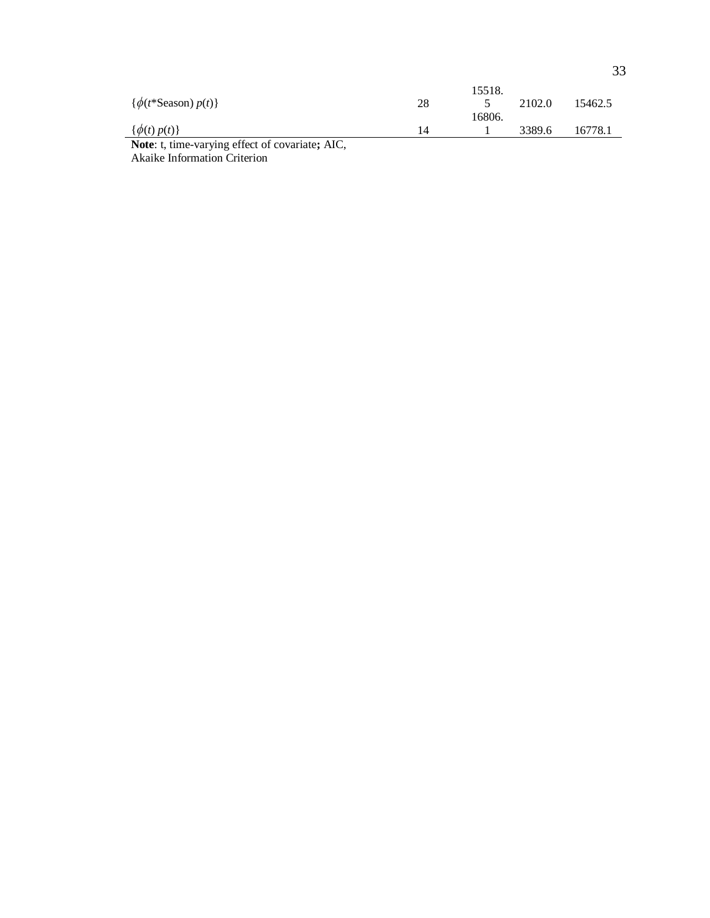| | | | | |
|---|---|---|---|---|
| {$\phi$($t$*Season) $p$($t$)} | 28 | 15518.5 | 2102.0 | 15462.5 |
| {$\phi$($t$) $p$($t$)} | 14 | 16806.1 | 3389.6 | 16778.1 |

**Note**: t, time-varying effect of covariate**;** AIC, Akaike Information Criterion